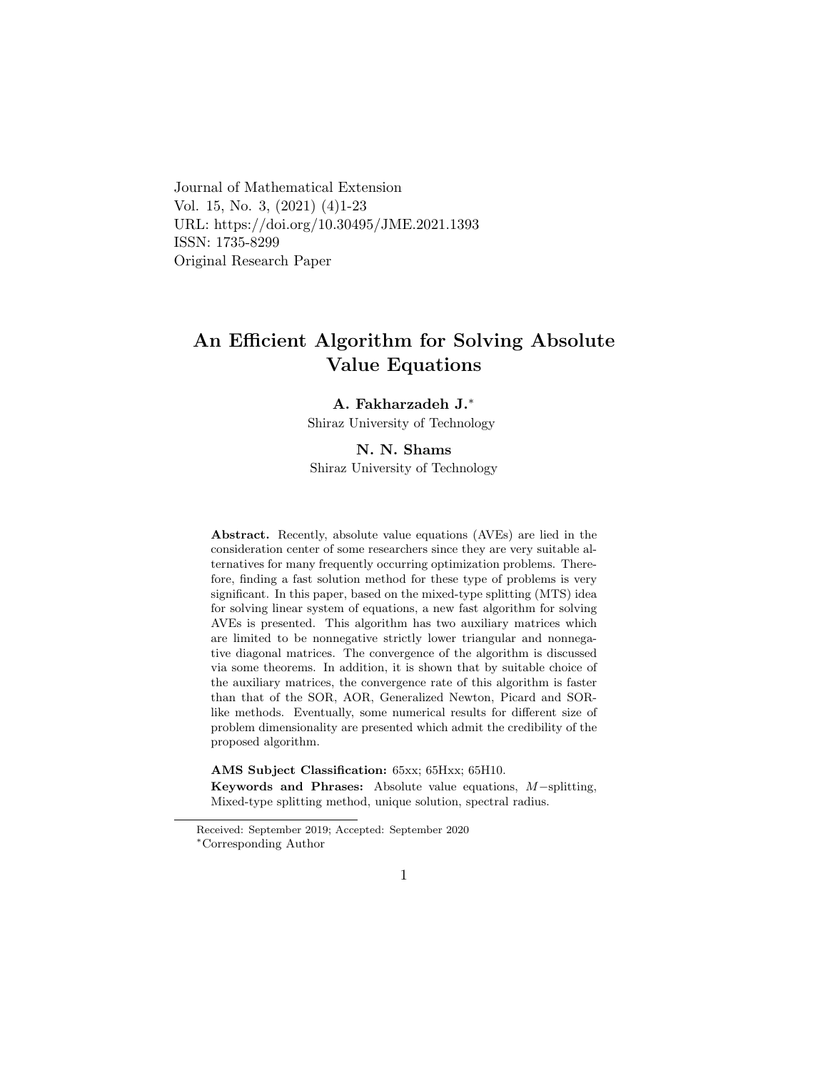Journal of Mathematical Extension
Vol. 15, No. 3, (2021) (4)1-23
URL: https://doi.org/10.30495/JME.2021.1393
ISSN: 1735-8299
Original Research Paper

# An Efficient Algorithm for Solving Absolute Value Equations

**A. Fakharzadeh J.***
Shiraz University of Technology

**N. N. Shams**
Shiraz University of Technology

**Abstract.** Recently, absolute value equations (AVEs) are lied in the consideration center of some researchers since they are very suitable alternatives for many frequently occurring optimization problems. Therefore, finding a fast solution method for these type of problems is very significant. In this paper, based on the mixed-type splitting (MTS) idea for solving linear system of equations, a new fast algorithm for solving AVEs is presented. This algorithm has two auxiliary matrices which are limited to be nonnegative strictly lower triangular and nonnegative diagonal matrices. The convergence of the algorithm is discussed via some theorems. In addition, it is shown that by suitable choice of the auxiliary matrices, the convergence rate of this algorithm is faster than that of the SOR, AOR, Generalized Newton, Picard and SOR-like methods. Eventually, some numerical results for different size of problem dimensionality are presented which admit the credibility of the proposed algorithm.

**AMS Subject Classification:** 65xx; 65Hxx; 65H10.
**Keywords and Phrases:** Absolute value equations, $M-$splitting, Mixed-type splitting method, unique solution, spectral radius.

Received: September 2019; Accepted: September 2020
*Corresponding Author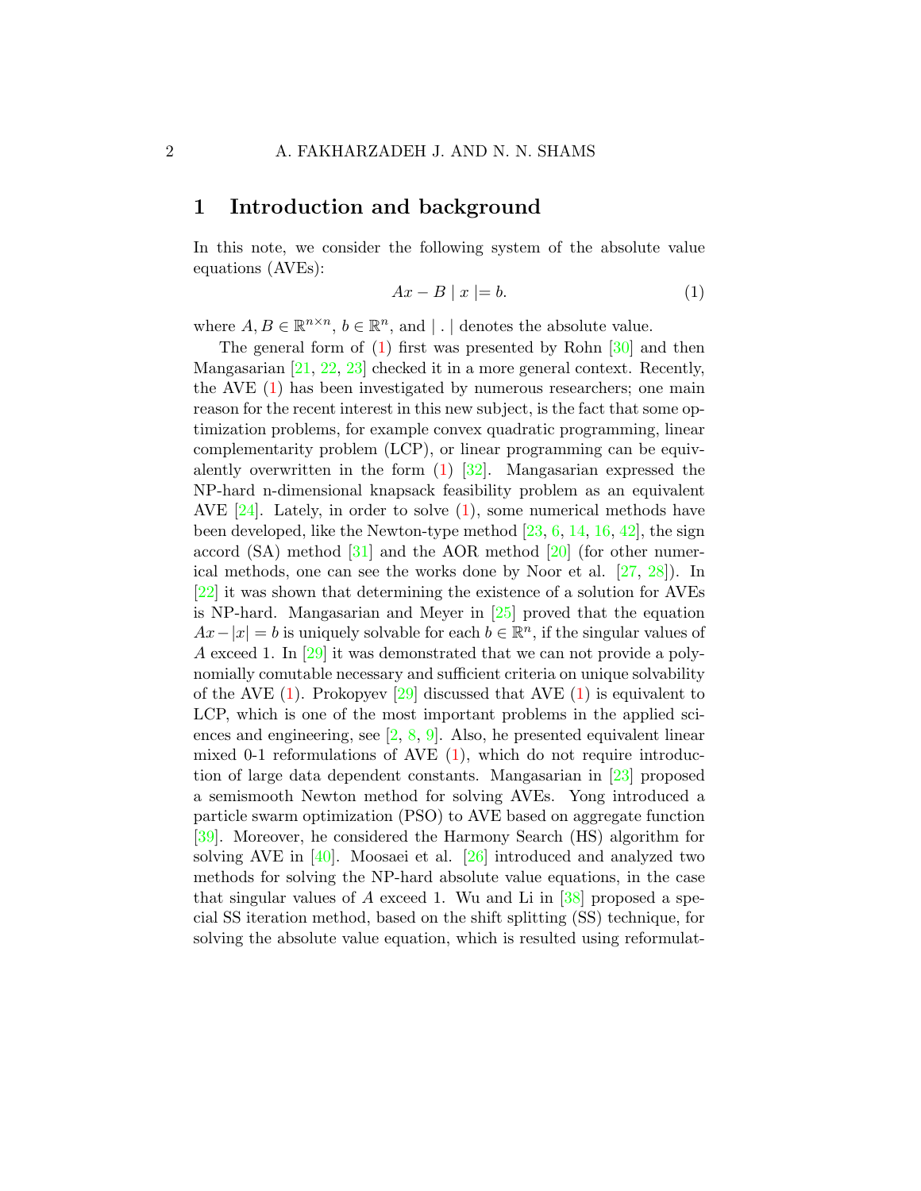## 1 Introduction and background

In this note, we consider the following system of the absolute value equations (AVEs):

$$Ax - B \mid x \mid = b. \tag{1}$$

where $A, B \in \mathbb{R}^{n\times n}$, $b \in \mathbb{R}^n$, and $\mid . \mid$ denotes the absolute value.

The general form of (1) first was presented by Rohn [30] and then Mangasarian [21, 22, 23] checked it in a more general context. Recently, the AVE (1) has been investigated by numerous researchers; one main reason for the recent interest in this new subject, is the fact that some optimization problems, for example convex quadratic programming, linear complementarity problem (LCP), or linear programming can be equivalently overwritten in the form (1) [32]. Mangasarian expressed the NP-hard n-dimensional knapsack feasibility problem as an equivalent AVE [24]. Lately, in order to solve (1), some numerical methods have been developed, like the Newton-type method [23, 6, 14, 16, 42], the sign accord (SA) method [31] and the AOR method [20] (for other numerical methods, one can see the works done by Noor et al. [27, 28]). In [22] it was shown that determining the existence of a solution for AVEs is NP-hard. Mangasarian and Meyer in [25] proved that the equation $Ax - |x| = b$ is uniquely solvable for each $b \in \mathbb{R}^n$, if the singular values of $A$ exceed 1. In [29] it was demonstrated that we can not provide a polynomially comutable necessary and sufficient criteria on unique solvability of the AVE (1). Prokopyev [29] discussed that AVE (1) is equivalent to LCP, which is one of the most important problems in the applied sciences and engineering, see [2, 8, 9]. Also, he presented equivalent linear mixed 0-1 reformulations of AVE (1), which do not require introduction of large data dependent constants. Mangasarian in [23] proposed a semismooth Newton method for solving AVEs. Yong introduced a particle swarm optimization (PSO) to AVE based on aggregate function [39]. Moreover, he considered the Harmony Search (HS) algorithm for solving AVE in [40]. Moosaei et al. [26] introduced and analyzed two methods for solving the NP-hard absolute value equations, in the case that singular values of $A$ exceed 1. Wu and Li in [38] proposed a special SS iteration method, based on the shift splitting (SS) technique, for solving the absolute value equation, which is resulted using reformulat-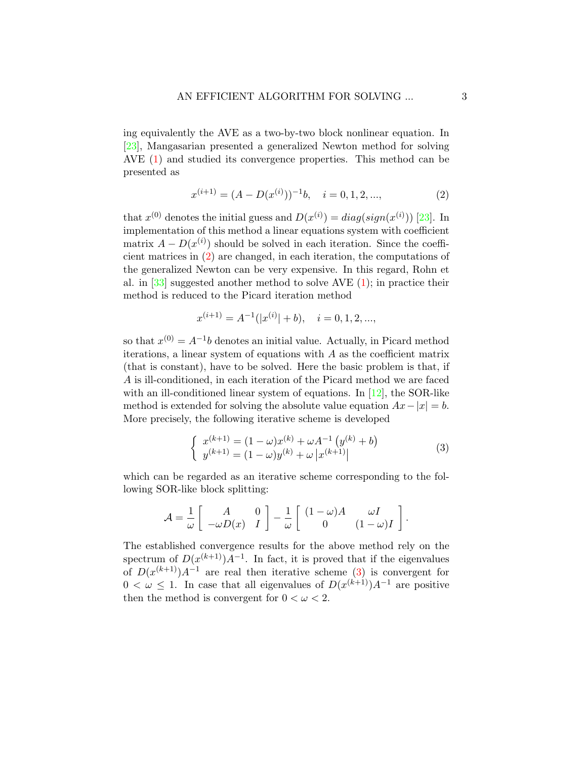ing equivalently the AVE as a two-by-two block nonlinear equation. In [23], Mangasarian presented a generalized Newton method for solving AVE (1) and studied its convergence properties. This method can be presented as

$$x^{(i+1)} = (A - D(x^{(i)}))^{-1}b, \quad i = 0, 1, 2, ..., \tag{2}$$

that $x^{(0)}$ denotes the initial guess and $D(x^{(i)}) = diag(sign(x^{(i)}))$ [23]. In implementation of this method a linear equations system with coefficient matrix $A - D(x^{(i)})$ should be solved in each iteration. Since the coefficient matrices in (2) are changed, in each iteration, the computations of the generalized Newton can be very expensive. In this regard, Rohn et al. in [33] suggested another method to solve AVE (1); in practice their method is reduced to the Picard iteration method

$$x^{(i+1)} = A^{-1}(|x^{(i)}| + b), \quad i = 0, 1, 2, ...,$$

so that $x^{(0)} = A^{-1}b$ denotes an initial value. Actually, in Picard method iterations, a linear system of equations with $A$ as the coefficient matrix (that is constant), have to be solved. Here the basic problem is that, if $A$ is ill-conditioned, in each iteration of the Picard method we are faced with an ill-conditioned linear system of equations. In [12], the SOR-like method is extended for solving the absolute value equation $Ax - |x| = b$. More precisely, the following iterative scheme is developed

$$\begin{cases} x^{(k+1)} = (1-\omega)x^{(k)} + \omega A^{-1}\left(y^{(k)} + b\right) \\ y^{(k+1)} = (1-\omega)y^{(k)} + \omega\left|x^{(k+1)}\right| \end{cases} \tag{3}$$

which can be regarded as an iterative scheme corresponding to the following SOR-like block splitting:

$$\mathcal{A} = \frac{1}{\omega}\begin{bmatrix} A & 0 \\ -\omega D(x) & I \end{bmatrix} - \frac{1}{\omega}\begin{bmatrix} (1-\omega)A & \omega I \\ 0 & (1-\omega)I \end{bmatrix}.$$

The established convergence results for the above method rely on the spectrum of $D(x^{(k+1)})A^{-1}$. In fact, it is proved that if the eigenvalues of $D(x^{(k+1)})A^{-1}$ are real then iterative scheme (3) is convergent for $0 < \omega \leq 1$. In case that all eigenvalues of $D(x^{(k+1)})A^{-1}$ are positive then the method is convergent for $0 < \omega < 2$.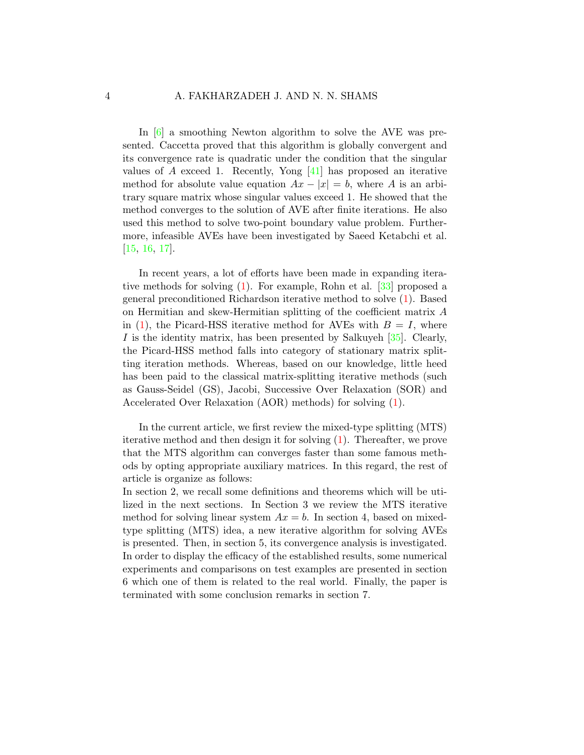In [6] a smoothing Newton algorithm to solve the AVE was presented. Caccetta proved that this algorithm is globally convergent and its convergence rate is quadratic under the condition that the singular values of $A$ exceed 1. Recently, Yong [41] has proposed an iterative method for absolute value equation $Ax - |x| = b$, where $A$ is an arbitrary square matrix whose singular values exceed 1. He showed that the method converges to the solution of AVE after finite iterations. He also used this method to solve two-point boundary value problem. Furthermore, infeasible AVEs have been investigated by Saeed Ketabchi et al. [15, 16, 17].

In recent years, a lot of efforts have been made in expanding iterative methods for solving (1). For example, Rohn et al. [33] proposed a general preconditioned Richardson iterative method to solve (1). Based on Hermitian and skew-Hermitian splitting of the coefficient matrix $A$ in (1), the Picard-HSS iterative method for AVEs with $B = I$, where $I$ is the identity matrix, has been presented by Salkuyeh [35]. Clearly, the Picard-HSS method falls into category of stationary matrix splitting iteration methods. Whereas, based on our knowledge, little heed has been paid to the classical matrix-splitting iterative methods (such as Gauss-Seidel (GS), Jacobi, Successive Over Relaxation (SOR) and Accelerated Over Relaxation (AOR) methods) for solving (1).

In the current article, we first review the mixed-type splitting (MTS) iterative method and then design it for solving (1). Thereafter, we prove that the MTS algorithm can converges faster than some famous methods by opting appropriate auxiliary matrices. In this regard, the rest of article is organize as follows:
In section 2, we recall some definitions and theorems which will be utilized in the next sections. In Section 3 we review the MTS iterative method for solving linear system $Ax = b$. In section 4, based on mixed-type splitting (MTS) idea, a new iterative algorithm for solving AVEs is presented. Then, in section 5, its convergence analysis is investigated. In order to display the efficacy of the established results, some numerical experiments and comparisons on test examples are presented in section 6 which one of them is related to the real world. Finally, the paper is terminated with some conclusion remarks in section 7.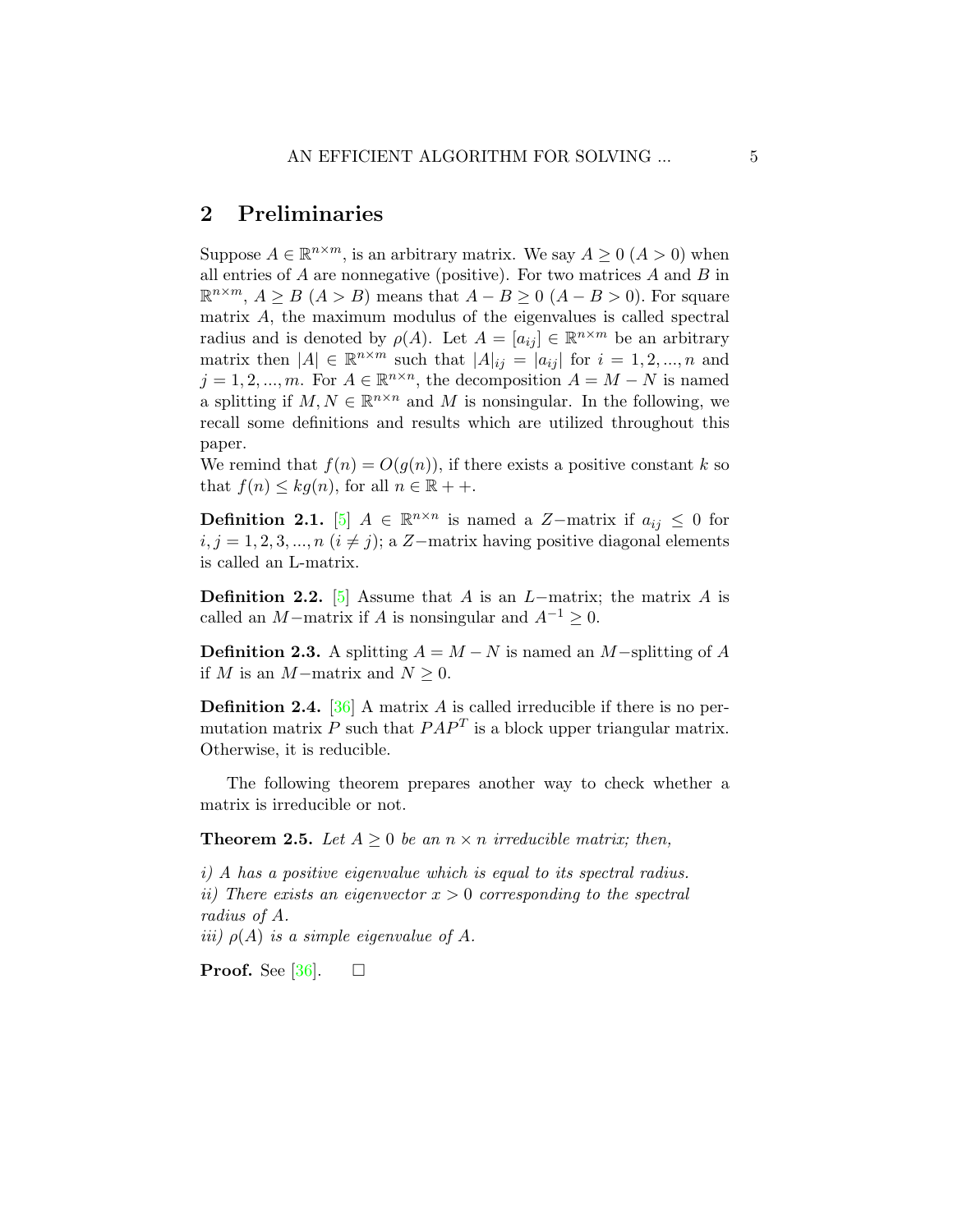## 2 Preliminaries

Suppose $A \in \mathbb{R}^{n\times m}$, is an arbitrary matrix. We say $A \geq 0$ ($A > 0$) when all entries of $A$ are nonnegative (positive). For two matrices $A$ and $B$ in $\mathbb{R}^{n\times m}$, $A \geq B$ ($A > B$) means that $A - B \geq 0$ ($A - B > 0$). For square matrix $A$, the maximum modulus of the eigenvalues is called spectral radius and is denoted by $\rho(A)$. Let $A = [a_{ij}] \in \mathbb{R}^{n\times m}$ be an arbitrary matrix then $|A| \in \mathbb{R}^{n\times m}$ such that $|A|_{ij} = |a_{ij}|$ for $i = 1, 2, ..., n$ and $j = 1, 2, ..., m$. For $A \in \mathbb{R}^{n\times n}$, the decomposition $A = M - N$ is named a splitting if $M, N \in \mathbb{R}^{n\times n}$ and $M$ is nonsingular. In the following, we recall some definitions and results which are utilized throughout this paper.

We remind that $f(n) = O(g(n))$, if there exists a positive constant $k$ so that $f(n) \leq kg(n)$, for all $n \in \mathbb{R}++$.

**Definition 2.1.** [5] $A \in \mathbb{R}^{n\times n}$ is named a $Z-$matrix if $a_{ij} \leq 0$ for $i, j = 1, 2, 3, ..., n$ $(i \neq j)$; a $Z-$matrix having positive diagonal elements is called an L-matrix.

**Definition 2.2.** [5] Assume that $A$ is an $L-$matrix; the matrix $A$ is called an $M-$matrix if $A$ is nonsingular and $A^{-1} \geq 0$.

**Definition 2.3.** A splitting $A = M - N$ is named an $M-$splitting of $A$ if $M$ is an $M-$matrix and $N \geq 0$.

**Definition 2.4.** [36] A matrix $A$ is called irreducible if there is no permutation matrix $P$ such that $PAP^T$ is a block upper triangular matrix. Otherwise, it is reducible.

The following theorem prepares another way to check whether a matrix is irreducible or not.

**Theorem 2.5.** *Let $A \geq 0$ be an $n \times n$ irreducible matrix; then,*

*i) $A$ has a positive eigenvalue which is equal to its spectral radius.*
*ii) There exists an eigenvector $x > 0$ corresponding to the spectral radius of $A$.*
*iii) $\rho(A)$ is a simple eigenvalue of $A$.*

**Proof.** See [36]. $\square$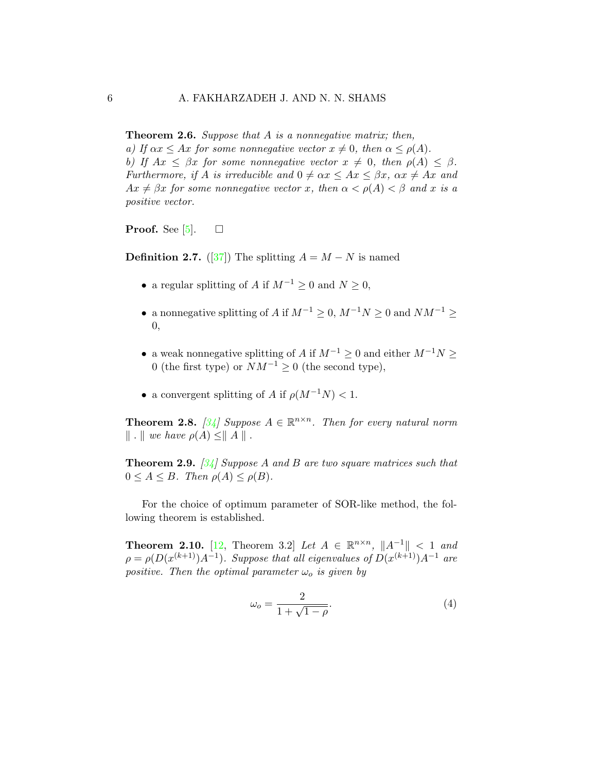**Theorem 2.6.** *Suppose that $A$ is a nonnegative matrix; then,*
*a) If $\alpha x \leq Ax$ for some nonnegative vector $x \neq 0$, then $\alpha \leq \rho(A)$.*
*b) If $Ax \leq \beta x$ for some nonnegative vector $x \neq 0$, then $\rho(A) \leq \beta$. Furthermore, if $A$ is irreducible and $0 \neq \alpha x \leq Ax \leq \beta x$, $\alpha x \neq Ax$ and $Ax \neq \beta x$ for some nonnegative vector $x$, then $\alpha < \rho(A) < \beta$ and $x$ is a positive vector.*

**Proof.** See [5]. □

**Definition 2.7.** ([37]) The splitting $A = M - N$ is named

- a regular splitting of $A$ if $M^{-1} \geq 0$ and $N \geq 0$,
- a nonnegative splitting of $A$ if $M^{-1} \geq 0$, $M^{-1}N \geq 0$ and $NM^{-1} \geq 0$,
- a weak nonnegative splitting of $A$ if $M^{-1} \geq 0$ and either $M^{-1}N \geq 0$ (the first type) or $NM^{-1} \geq 0$ (the second type),
- a convergent splitting of $A$ if $\rho(M^{-1}N) < 1$.

**Theorem 2.8.** *[34] Suppose $A \in \mathbb{R}^{n\times n}$. Then for every natural norm $\| \,.\, \|$ we have $\rho(A) \leq \| A \|$.*

**Theorem 2.9.** *[34] Suppose $A$ and $B$ are two square matrices such that $0 \leq A \leq B$. Then $\rho(A) \leq \rho(B)$.*

For the choice of optimum parameter of SOR-like method, the following theorem is established.

**Theorem 2.10.** [12, Theorem 3.2] *Let $A \in \mathbb{R}^{n\times n}$, $\|A^{-1}\| < 1$ and $\rho = \rho(D(x^{(k+1)})A^{-1})$. Suppose that all eigenvalues of $D(x^{(k+1)})A^{-1}$ are positive. Then the optimal parameter $\omega_o$ is given by*

$$\omega_o = \frac{2}{1+\sqrt{1-\rho}}. \tag{4}$$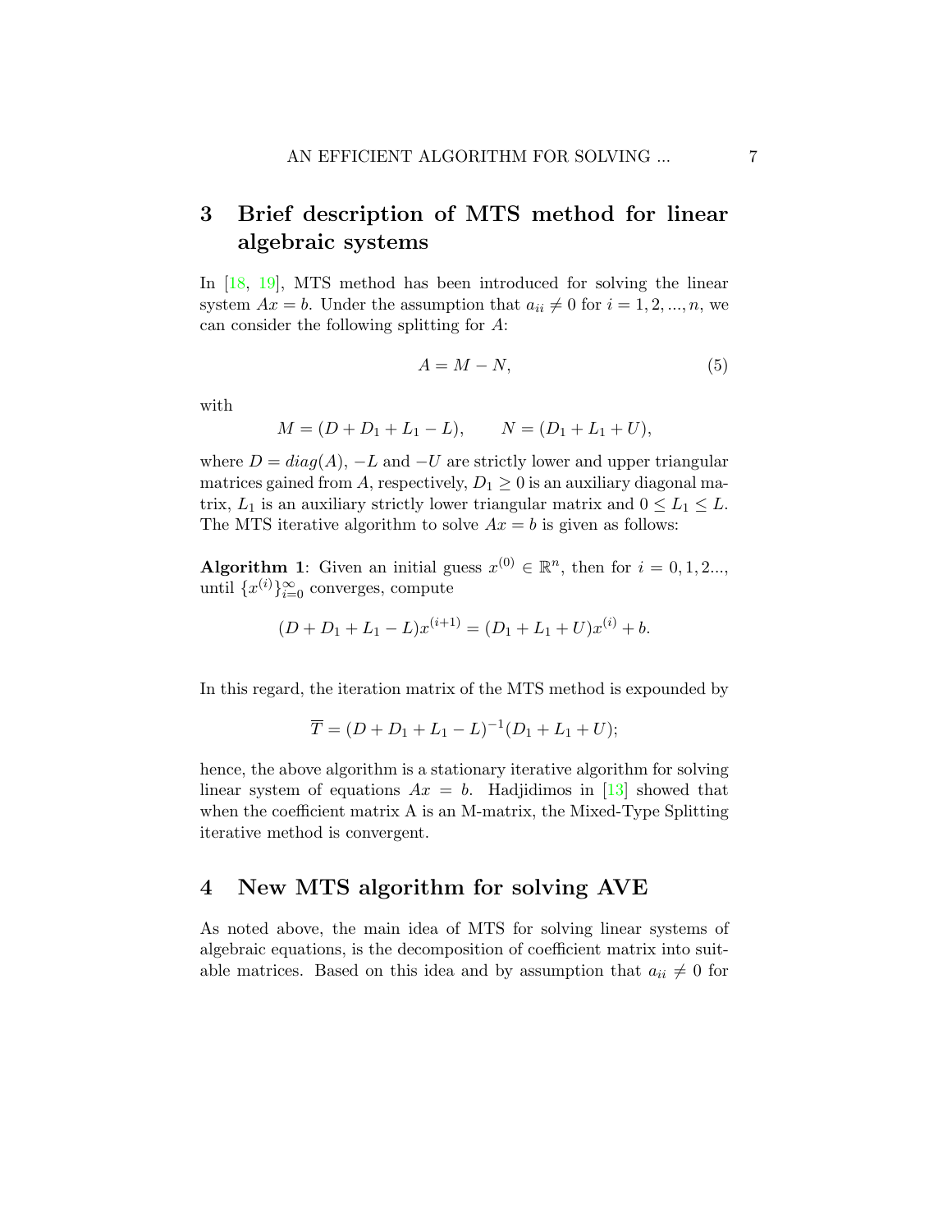## 3 Brief description of MTS method for linear algebraic systems

In [18, 19], MTS method has been introduced for solving the linear system $Ax = b$. Under the assumption that $a_{ii} \neq 0$ for $i = 1, 2, ..., n$, we can consider the following splitting for $A$:

$$A = M - N, \tag{5}$$

with

$$M = (D + D_1 + L_1 - L), \qquad N = (D_1 + L_1 + U),$$

where $D = diag(A)$, $-L$ and $-U$ are strictly lower and upper triangular matrices gained from $A$, respectively, $D_1 \geq 0$ is an auxiliary diagonal matrix, $L_1$ is an auxiliary strictly lower triangular matrix and $0 \leq L_1 \leq L$. The MTS iterative algorithm to solve $Ax = b$ is given as follows:

**Algorithm 1**: Given an initial guess $x^{(0)} \in \mathbb{R}^n$, then for $i = 0, 1, 2...$, until $\{x^{(i)}\}_{i=0}^{\infty}$ converges, compute

$$(D + D_1 + L_1 - L)x^{(i+1)} = (D_1 + L_1 + U)x^{(i)} + b.$$

In this regard, the iteration matrix of the MTS method is expounded by

$$\overline{T} = (D + D_1 + L_1 - L)^{-1}(D_1 + L_1 + U);$$

hence, the above algorithm is a stationary iterative algorithm for solving linear system of equations $Ax = b$. Hadjidimos in [13] showed that when the coefficient matrix A is an M-matrix, the Mixed-Type Splitting iterative method is convergent.

## 4 New MTS algorithm for solving AVE

As noted above, the main idea of MTS for solving linear systems of algebraic equations, is the decomposition of coefficient matrix into suitable matrices. Based on this idea and by assumption that $a_{ii} \neq 0$ for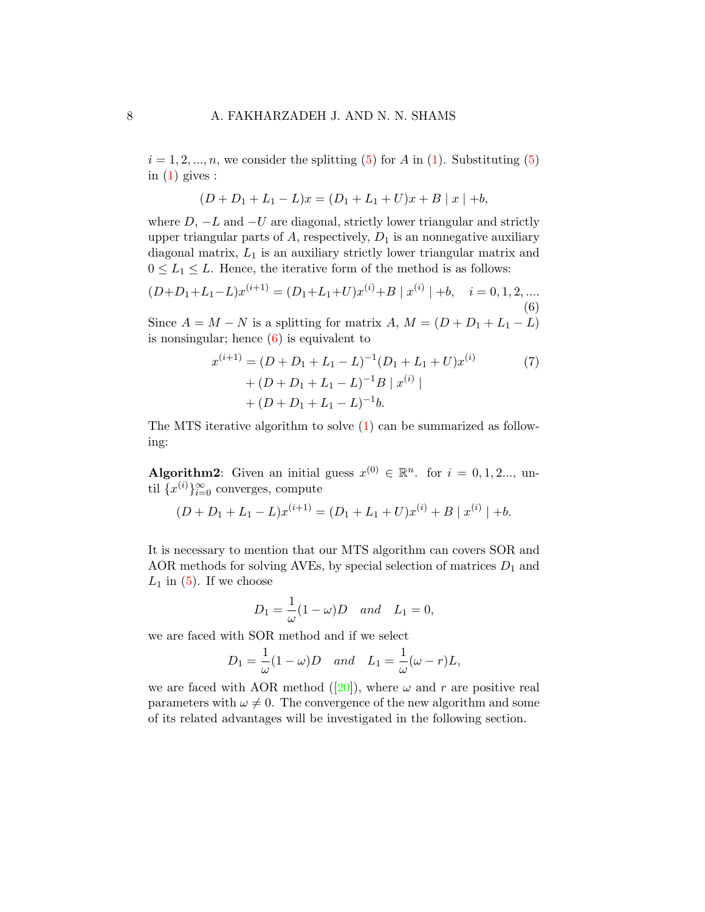$i = 1, 2, ..., n$, we consider the splitting (5) for $A$ in (1). Substituting (5) in (1) gives :

$$(D + D_1 + L_1 - L)x = (D_1 + L_1 + U)x + B \mid x \mid +b,$$

where $D$, $-L$ and $-U$ are diagonal, strictly lower triangular and strictly upper triangular parts of $A$, respectively, $D_1$ is an nonnegative auxiliary diagonal matrix, $L_1$ is an auxiliary strictly lower triangular matrix and $0 \leq L_1 \leq L$. Hence, the iterative form of the method is as follows:

$$(D+D_1+L_1-L)x^{(i+1)} = (D_1+L_1+U)x^{(i)}+B \mid x^{(i)} \mid +b, \quad i = 0, 1, 2, .... \tag{6}$$

Since $A = M - N$ is a splitting for matrix $A$, $M = (D + D_1 + L_1 - L)$ is nonsingular; hence (6) is equivalent to

$$\begin{aligned} x^{(i+1)} &= (D + D_1 + L_1 - L)^{-1}(D_1 + L_1 + U)x^{(i)} \\ &+ (D + D_1 + L_1 - L)^{-1}B \mid x^{(i)} \mid \\ &+ (D + D_1 + L_1 - L)^{-1}b. \end{aligned} \tag{7}$$

The MTS iterative algorithm to solve (1) can be summarized as following:

**Algorithm2**: Given an initial guess $x^{(0)} \in \mathbb{R}^n$. for $i = 0, 1, 2...$, until $\{x^{(i)}\}_{i=0}^{\infty}$ converges, compute

$$(D + D_1 + L_1 - L)x^{(i+1)} = (D_1 + L_1 + U)x^{(i)} + B \mid x^{(i)} \mid +b.$$

It is necessary to mention that our MTS algorithm can covers SOR and AOR methods for solving AVEs, by special selection of matrices $D_1$ and $L_1$ in (5). If we choose

$$D_1 = \frac{1}{\omega}(1 - \omega)D \quad and \quad L_1 = 0,$$

we are faced with SOR method and if we select

$$D_1 = \frac{1}{\omega}(1 - \omega)D \quad and \quad L_1 = \frac{1}{\omega}(\omega - r)L,$$

we are faced with AOR method ([20]), where $\omega$ and $r$ are positive real parameters with $\omega \neq 0$. The convergence of the new algorithm and some of its related advantages will be investigated in the following section.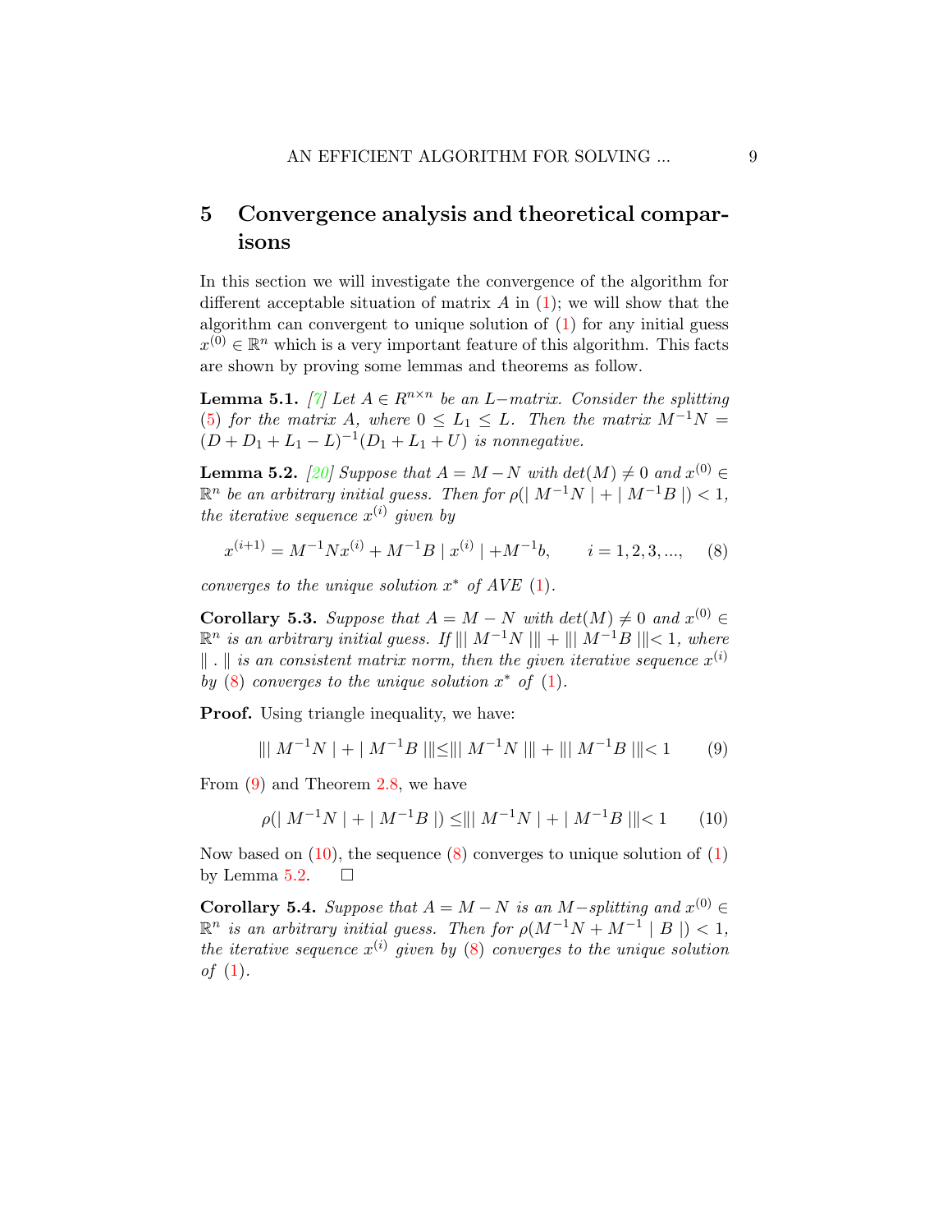## 5 Convergence analysis and theoretical comparisons

In this section we will investigate the convergence of the algorithm for different acceptable situation of matrix $A$ in (1); we will show that the algorithm can convergent to unique solution of (1) for any initial guess $x^{(0)} \in \mathbb{R}^n$ which is a very important feature of this algorithm. This facts are shown by proving some lemmas and theorems as follow.

**Lemma 5.1.** *[7] Let $A \in R^{n\times n}$ be an $L-$matrix. Consider the splitting (5) for the matrix $A$, where $0 \leq L_1 \leq L$. Then the matrix $M^{-1}N = (D + D_1 + L_1 - L)^{-1}(D_1 + L_1 + U)$ is nonnegative.*

**Lemma 5.2.** *[20] Suppose that $A = M - N$ with $det(M) \neq 0$ and $x^{(0)} \in \mathbb{R}^n$ be an arbitrary initial guess. Then for $\rho(\mid M^{-1}N \mid + \mid M^{-1}B \mid) < 1$, the iterative sequence $x^{(i)}$ given by*

$$x^{(i+1)} = M^{-1}Nx^{(i)} + M^{-1}B \mid x^{(i)} \mid + M^{-1}b, \qquad i = 1, 2, 3, ..., \tag{8}$$

*converges to the unique solution $x^*$ of AVE (1).*

**Corollary 5.3.** *Suppose that $A = M - N$ with $det(M) \neq 0$ and $x^{(0)} \in \mathbb{R}^n$ is an arbitrary initial guess. If $\||\ M^{-1}N \ |\| + \||\ M^{-1}B \ |\| < 1$, where $\| . \|$ is an consistent matrix norm, then the given iterative sequence $x^{(i)}$ by (8) converges to the unique solution $x^*$ of (1).*

**Proof.** Using triangle inequality, we have:

$$\|| M^{-1}N \mid + \mid M^{-1}B \|| \leq \|| M^{-1}N \|| + \|| M^{-1}B \|| < 1 \tag{9}$$

From (9) and Theorem 2.8, we have

$$\rho(\mid M^{-1}N \mid + \mid M^{-1}B \mid) \leq \|| M^{-1}N \mid + \mid M^{-1}B \|| < 1 \tag{10}$$

Now based on (10), the sequence (8) converges to unique solution of (1) by Lemma 5.2. $\square$

**Corollary 5.4.** *Suppose that $A = M - N$ is an $M-$splitting and $x^{(0)} \in \mathbb{R}^n$ is an arbitrary initial guess. Then for $\rho(M^{-1}N + M^{-1} \mid B \mid) < 1$, the iterative sequence $x^{(i)}$ given by (8) converges to the unique solution of (1).*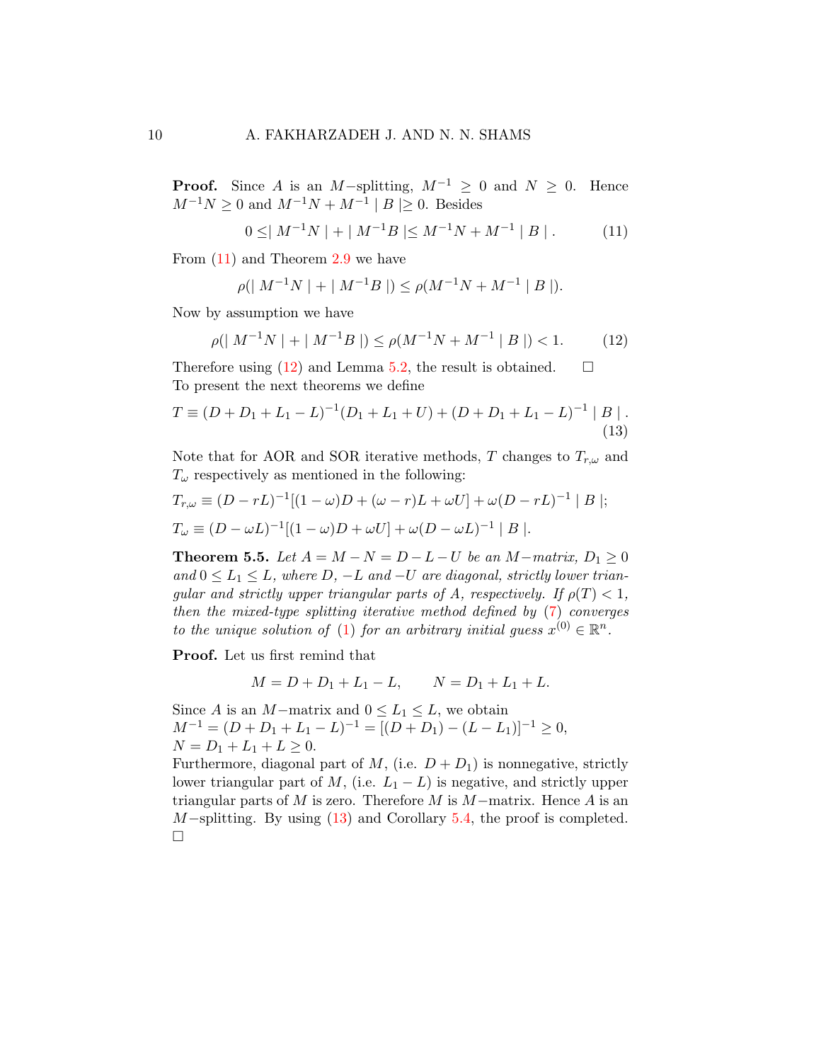**Proof.** Since $A$ is an $M-$splitting, $M^{-1} \geq 0$ and $N \geq 0$. Hence $M^{-1}N \geq 0$ and $M^{-1}N + M^{-1} \mid B \mid \geq 0$. Besides

$$0 \leq \mid M^{-1}N \mid + \mid M^{-1}B \mid \leq M^{-1}N + M^{-1} \mid B \mid . \tag{11}$$

From (11) and Theorem 2.9 we have

$$\rho(\mid M^{-1}N \mid + \mid M^{-1}B \mid) \leq \rho(M^{-1}N + M^{-1} \mid B \mid).$$

Now by assumption we have

$$\rho(\mid M^{-1}N \mid + \mid M^{-1}B \mid) \leq \rho(M^{-1}N + M^{-1} \mid B \mid) < 1. \tag{12}$$

Therefore using (12) and Lemma 5.2, the result is obtained. $\square$

To present the next theorems we define

$$T \equiv (D + D_1 + L_1 - L)^{-1}(D_1 + L_1 + U) + (D + D_1 + L_1 - L)^{-1} \mid B \mid . \tag{13}$$

Note that for AOR and SOR iterative methods, $T$ changes to $T_{r,\omega}$ and $T_\omega$ respectively as mentioned in the following:

$$T_{r,\omega} \equiv (D - rL)^{-1}[(1-\omega)D + (\omega - r)L + \omega U] + \omega(D - rL)^{-1} \mid B \mid;$$

$$T_\omega \equiv (D - \omega L)^{-1}[(1-\omega)D + \omega U] + \omega(D - \omega L)^{-1} \mid B \mid.$$

**Theorem 5.5.** *Let $A = M - N = D - L - U$ be an $M-$matrix, $D_1 \geq 0$ and $0 \leq L_1 \leq L$, where $D$, $-L$ and $-U$ are diagonal, strictly lower triangular and strictly upper triangular parts of $A$, respectively. If $\rho(T) < 1$, then the mixed-type splitting iterative method defined by (7) converges to the unique solution of (1) for an arbitrary initial guess $x^{(0)} \in \mathbb{R}^n$.*

**Proof.** Let us first remind that

$$M = D + D_1 + L_1 - L, \qquad N = D_1 + L_1 + L.$$

Since $A$ is an $M-$matrix and $0 \leq L_1 \leq L$, we obtain
$M^{-1} = (D + D_1 + L_1 - L)^{-1} = [(D + D_1) - (L - L_1)]^{-1} \geq 0$,
$N = D_1 + L_1 + L \geq 0$.
Furthermore, diagonal part of $M$, (i.e. $D + D_1$) is nonnegative, strictly lower triangular part of $M$, (i.e. $L_1 - L$) is negative, and strictly upper triangular parts of $M$ is zero. Therefore $M$ is $M-$matrix. Hence $A$ is an $M-$splitting. By using (13) and Corollary 5.4, the proof is completed. $\square$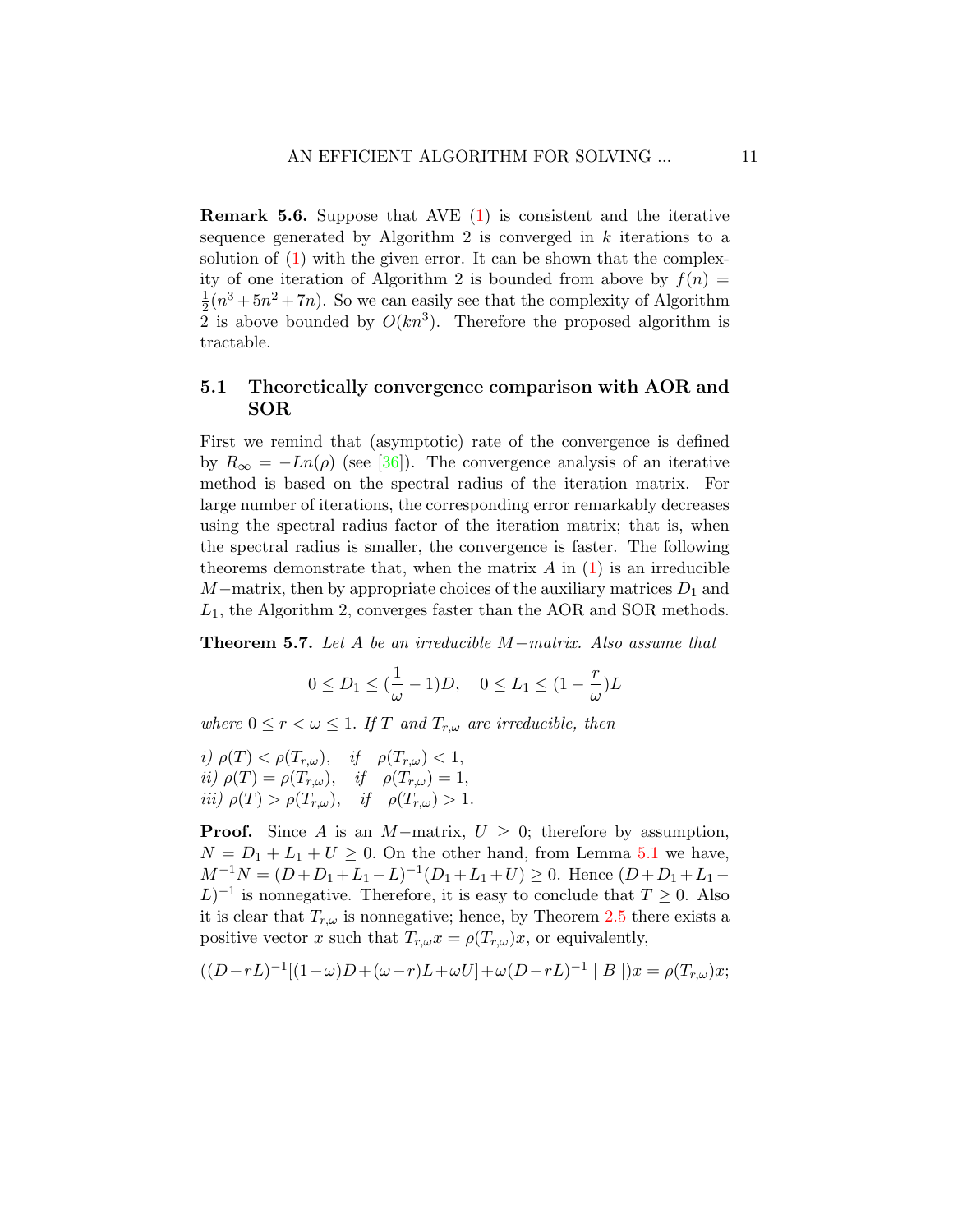**Remark 5.6.** Suppose that AVE (1) is consistent and the iterative sequence generated by Algorithm 2 is converged in $k$ iterations to a solution of (1) with the given error. It can be shown that the complexity of one iteration of Algorithm 2 is bounded from above by $f(n) = \frac{1}{2}(n^3 + 5n^2 + 7n)$. So we can easily see that the complexity of Algorithm 2 is above bounded by $O(kn^3)$. Therefore the proposed algorithm is tractable.

## 5.1 Theoretically convergence comparison with AOR and SOR

First we remind that (asymptotic) rate of the convergence is defined by $R_\infty = -Ln(\rho)$ (see [36]). The convergence analysis of an iterative method is based on the spectral radius of the iteration matrix. For large number of iterations, the corresponding error remarkably decreases using the spectral radius factor of the iteration matrix; that is, when the spectral radius is smaller, the convergence is faster. The following theorems demonstrate that, when the matrix $A$ in (1) is an irreducible $M-$matrix, then by appropriate choices of the auxiliary matrices $D_1$ and $L_1$, the Algorithm 2, converges faster than the AOR and SOR methods.

**Theorem 5.7.** *Let $A$ be an irreducible $M-$matrix. Also assume that*

$$0 \leq D_1 \leq (\frac{1}{\omega} - 1)D, \quad 0 \leq L_1 \leq (1 - \frac{r}{\omega})L$$

*where $0 \leq r < \omega \leq 1$. If $T$ and $T_{r,\omega}$ are irreducible, then*

*i)* $\rho(T) < \rho(T_{r,\omega}), \quad if \quad \rho(T_{r,\omega}) < 1,$
*ii)* $\rho(T) = \rho(T_{r,\omega}), \quad if \quad \rho(T_{r,\omega}) = 1,$
*iii)* $\rho(T) > \rho(T_{r,\omega}), \quad if \quad \rho(T_{r,\omega}) > 1.$

**Proof.** Since $A$ is an $M-$matrix, $U \geq 0$; therefore by assumption, $N = D_1 + L_1 + U \geq 0$. On the other hand, from Lemma 5.1 we have, $M^{-1}N = (D + D_1 + L_1 - L)^{-1}(D_1 + L_1 + U) \geq 0$. Hence $(D + D_1 + L_1 - L)^{-1}$ is nonnegative. Therefore, it is easy to conclude that $T \geq 0$. Also it is clear that $T_{r,\omega}$ is nonnegative; hence, by Theorem 2.5 there exists a positive vector $x$ such that $T_{r,\omega}x = \rho(T_{r,\omega})x$, or equivalently,

$$((D - rL)^{-1}[(1-\omega)D + (\omega - r)L + \omega U] + \omega(D - rL)^{-1} \mid B \mid)x = \rho(T_{r,\omega})x;$$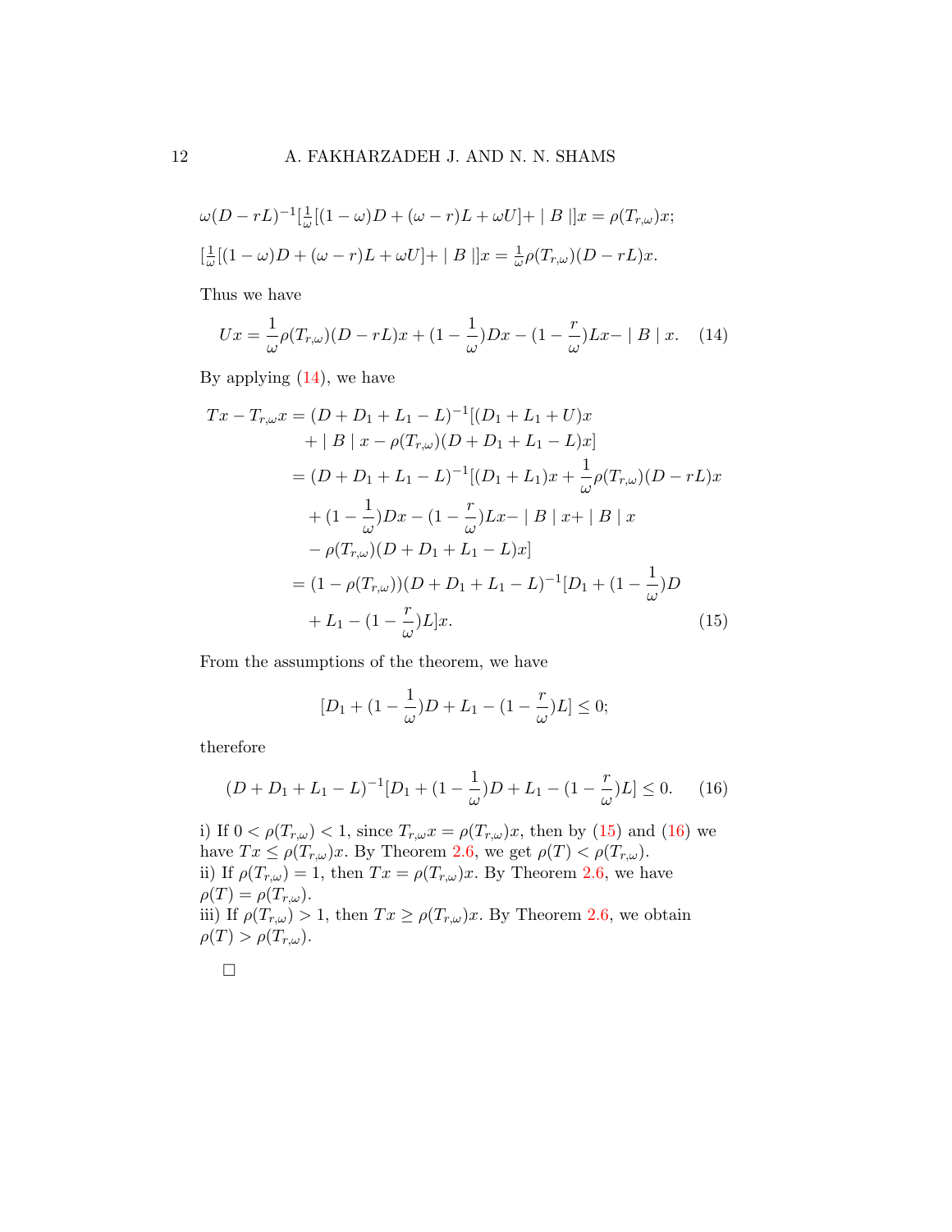$$\omega(D - rL)^{-1}[\tfrac{1}{\omega}[(1-\omega)D + (\omega - r)L + \omega U] + \mid B \mid]x = \rho(T_{r,\omega})x;$$

$$[\tfrac{1}{\omega}[(1-\omega)D + (\omega - r)L + \omega U] + \mid B \mid]x = \tfrac{1}{\omega}\rho(T_{r,\omega})(D - rL)x.$$

Thus we have

$$Ux = \frac{1}{\omega}\rho(T_{r,\omega})(D - rL)x + (1 - \frac{1}{\omega})Dx - (1 - \frac{r}{\omega})Lx - \mid B \mid x. \tag{14}$$

By applying (14), we have

$$\begin{aligned}
Tx - T_{r,\omega}x &= (D + D_1 + L_1 - L)^{-1}[(D_1 + L_1 + U)x \\
&\quad + \mid B \mid x - \rho(T_{r,\omega})(D + D_1 + L_1 - L)x] \\
&= (D + D_1 + L_1 - L)^{-1}[(D_1 + L_1)x + \frac{1}{\omega}\rho(T_{r,\omega})(D - rL)x \\
&\quad + (1 - \frac{1}{\omega})Dx - (1 - \frac{r}{\omega})Lx - \mid B \mid x + \mid B \mid x \\
&\quad - \rho(T_{r,\omega})(D + D_1 + L_1 - L)x] \\
&= (1 - \rho(T_{r,\omega}))(D + D_1 + L_1 - L)^{-1}[D_1 + (1 - \frac{1}{\omega})D \\
&\quad + L_1 - (1 - \frac{r}{\omega})L]x.
\end{aligned} \tag{15}$$

From the assumptions of the theorem, we have

$$[D_1 + (1 - \frac{1}{\omega})D + L_1 - (1 - \frac{r}{\omega})L] \leq 0;$$

therefore

$$(D + D_1 + L_1 - L)^{-1}[D_1 + (1 - \frac{1}{\omega})D + L_1 - (1 - \frac{r}{\omega})L] \leq 0. \tag{16}$$

i) If $0 < \rho(T_{r,\omega}) < 1$, since $T_{r,\omega}x = \rho(T_{r,\omega})x$, then by (15) and (16) we have $Tx \leq \rho(T_{r,\omega})x$. By Theorem 2.6, we get $\rho(T) < \rho(T_{r,\omega})$.
ii) If $\rho(T_{r,\omega}) = 1$, then $Tx = \rho(T_{r,\omega})x$. By Theorem 2.6, we have $\rho(T) = \rho(T_{r,\omega})$.
iii) If $\rho(T_{r,\omega}) > 1$, then $Tx \geq \rho(T_{r,\omega})x$. By Theorem 2.6, we obtain $\rho(T) > \rho(T_{r,\omega})$.

□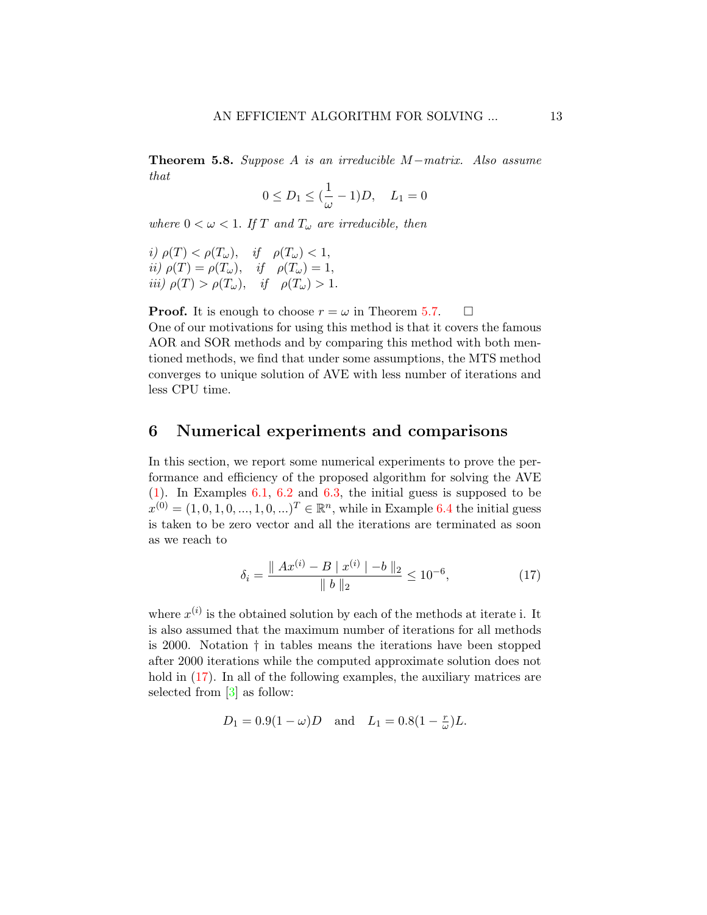**Theorem 5.8.** *Suppose $A$ is an irreducible $M-$matrix. Also assume that*

$$0 \leq D_1 \leq (\frac{1}{\omega} - 1)D, \quad L_1 = 0$$

*where $0 < \omega < 1$. If $T$ and $T_\omega$ are irreducible, then*

*i)* $\rho(T) < \rho(T_\omega)$, *if* $\rho(T_\omega) < 1$,
*ii)* $\rho(T) = \rho(T_\omega)$, *if* $\rho(T_\omega) = 1$,
*iii)* $\rho(T) > \rho(T_\omega)$, *if* $\rho(T_\omega) > 1$.

**Proof.** It is enough to choose $r = \omega$ in Theorem 5.7. □

One of our motivations for using this method is that it covers the famous AOR and SOR methods and by comparing this method with both mentioned methods, we find that under some assumptions, the MTS method converges to unique solution of AVE with less number of iterations and less CPU time.

## 6 Numerical experiments and comparisons

In this section, we report some numerical experiments to prove the performance and efficiency of the proposed algorithm for solving the AVE (1). In Examples 6.1, 6.2 and 6.3, the initial guess is supposed to be $x^{(0)} = (1, 0, 1, 0, ..., 1, 0, ...)^T \in \mathbb{R}^n$, while in Example 6.4 the initial guess is taken to be zero vector and all the iterations are terminated as soon as we reach to

$$\delta_i = \frac{\| Ax^{(i)} - B \mid x^{(i)} \mid - b \|_2}{\| b \|_2} \leq 10^{-6}, \tag{17}$$

where $x^{(i)}$ is the obtained solution by each of the methods at iterate i. It is also assumed that the maximum number of iterations for all methods is 2000. Notation † in tables means the iterations have been stopped after 2000 iterations while the computed approximate solution does not hold in (17). In all of the following examples, the auxiliary matrices are selected from [3] as follow:

$$D_1 = 0.9(1 - \omega)D \quad \text{and} \quad L_1 = 0.8(1 - \tfrac{r}{\omega})L.$$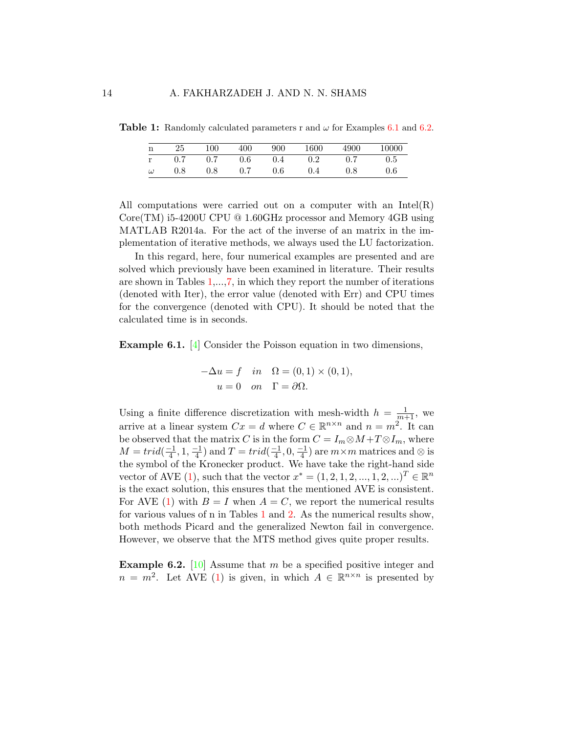**Table 1:** Randomly calculated parameters r and $\omega$ for Examples 6.1 and 6.2.

| n | 25 | 100 | 400 | 900 | 1600 | 4900 | 10000 |
|---|---|---|---|---|---|---|---|
| r | 0.7 | 0.7 | 0.6 | 0.4 | 0.2 | 0.7 | 0.5 |
| $\omega$ | 0.8 | 0.8 | 0.7 | 0.6 | 0.4 | 0.8 | 0.6 |

All computations were carried out on a computer with an Intel(R) Core(TM) i5-4200U CPU @ 1.60GHz processor and Memory 4GB using MATLAB R2014a. For the act of the inverse of an matrix in the implementation of iterative methods, we always used the LU factorization.

In this regard, here, four numerical examples are presented and are solved which previously have been examined in literature. Their results are shown in Tables 1,...,7, in which they report the number of iterations (denoted with Iter), the error value (denoted with Err) and CPU times for the convergence (denoted with CPU). It should be noted that the calculated time is in seconds.

**Example 6.1.** [4] Consider the Poisson equation in two dimensions,

$$
\begin{aligned}
-\Delta u = f \quad & in \quad \Omega = (0,1) \times (0,1), \\
u = 0 \quad & on \quad \Gamma = \partial\Omega.
\end{aligned}
$$

Using a finite difference discretization with mesh-width $h = \frac{1}{m+1}$, we arrive at a linear system $Cx = d$ where $C \in \mathbb{R}^{n\times n}$ and $n = m^2$. It can be observed that the matrix $C$ is in the form $C = I_m \otimes M + T \otimes I_m$, where $M = trid(\frac{-1}{4}, 1, \frac{-1}{4})$ and $T = trid(\frac{-1}{4}, 0, \frac{-1}{4})$ are $m\times m$ matrices and $\otimes$ is the symbol of the Kronecker product. We have take the right-hand side vector of AVE (1), such that the vector $x^* = (1, 2, 1, 2, ..., 1, 2, ...)^T \in \mathbb{R}^n$ is the exact solution, this ensures that the mentioned AVE is consistent. For AVE (1) with $B = I$ when $A = C$, we report the numerical results for various values of n in Tables 1 and 2. As the numerical results show, both methods Picard and the generalized Newton fail in convergence. However, we observe that the MTS method gives quite proper results.

**Example 6.2.** [10] Assume that $m$ be a specified positive integer and $n = m^2$. Let AVE (1) is given, in which $A \in \mathbb{R}^{n\times n}$ is presented by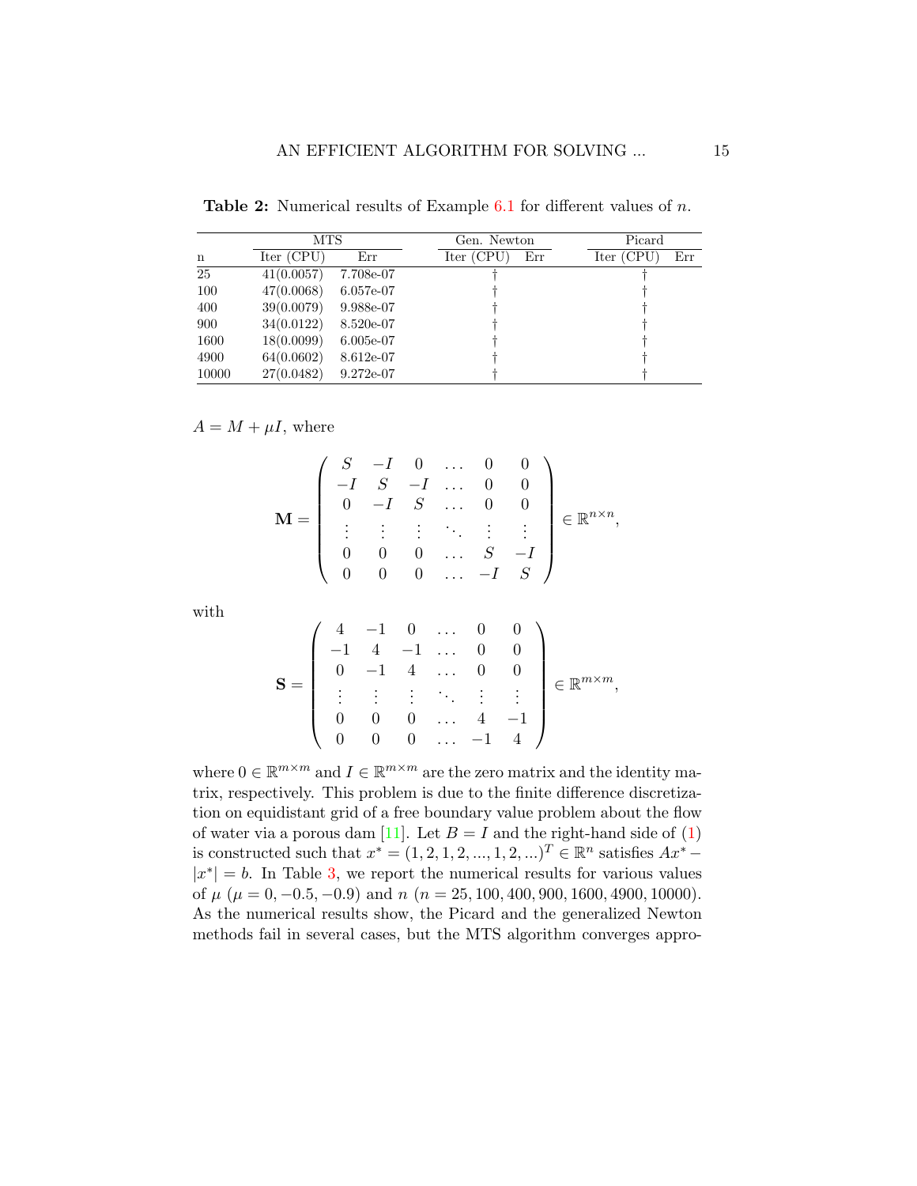**Table 2:** Numerical results of Example 6.1 for different values of $n$.

| | MTS | | Gen. Newton | | Picard | |
|---|---|---|---|---|---|---|
| n | Iter (CPU) | Err | Iter (CPU) | Err | Iter (CPU) | Err |
| 25 | 41(0.0057) | 7.708e-07 | † | | † | |
| 100 | 47(0.0068) | 6.057e-07 | † | | † | |
| 400 | 39(0.0079) | 9.988e-07 | † | | † | |
| 900 | 34(0.0122) | 8.520e-07 | † | | † | |
| 1600 | 18(0.0099) | 6.005e-07 | † | | † | |
| 4900 | 64(0.0602) | 8.612e-07 | † | | † | |
| 10000 | 27(0.0482) | 9.272e-07 | † | | † | |

$A = M + \mu I$, where

$$\mathbf{M} = \begin{pmatrix} S & -I & 0 & \dots & 0 & 0 \\ -I & S & -I & \dots & 0 & 0 \\ 0 & -I & S & \dots & 0 & 0 \\ \vdots & \vdots & \vdots & \ddots & \vdots & \vdots \\ 0 & 0 & 0 & \dots & S & -I \\ 0 & 0 & 0 & \dots & -I & S \end{pmatrix} \in \mathbb{R}^{n\times n},$$

with

$$\mathbf{S} = \begin{pmatrix} 4 & -1 & 0 & \dots & 0 & 0 \\ -1 & 4 & -1 & \dots & 0 & 0 \\ 0 & -1 & 4 & \dots & 0 & 0 \\ \vdots & \vdots & \vdots & \ddots & \vdots & \vdots \\ 0 & 0 & 0 & \dots & 4 & -1 \\ 0 & 0 & 0 & \dots & -1 & 4 \end{pmatrix} \in \mathbb{R}^{m\times m},$$

where $0 \in \mathbb{R}^{m\times m}$ and $I \in \mathbb{R}^{m\times m}$ are the zero matrix and the identity matrix, respectively. This problem is due to the finite difference discretization on equidistant grid of a free boundary value problem about the flow of water via a porous dam [11]. Let $B = I$ and the right-hand side of (1) is constructed such that $x^* = (1, 2, 1, 2, ..., 1, 2, ...)^T \in \mathbb{R}^n$ satisfies $Ax^* - |x^*| = b$. In Table 3, we report the numerical results for various values of $\mu$ ($\mu = 0, -0.5, -0.9$) and $n$ ($n = 25, 100, 400, 900, 1600, 4900, 10000$). As the numerical results show, the Picard and the generalized Newton methods fail in several cases, but the MTS algorithm converges appro-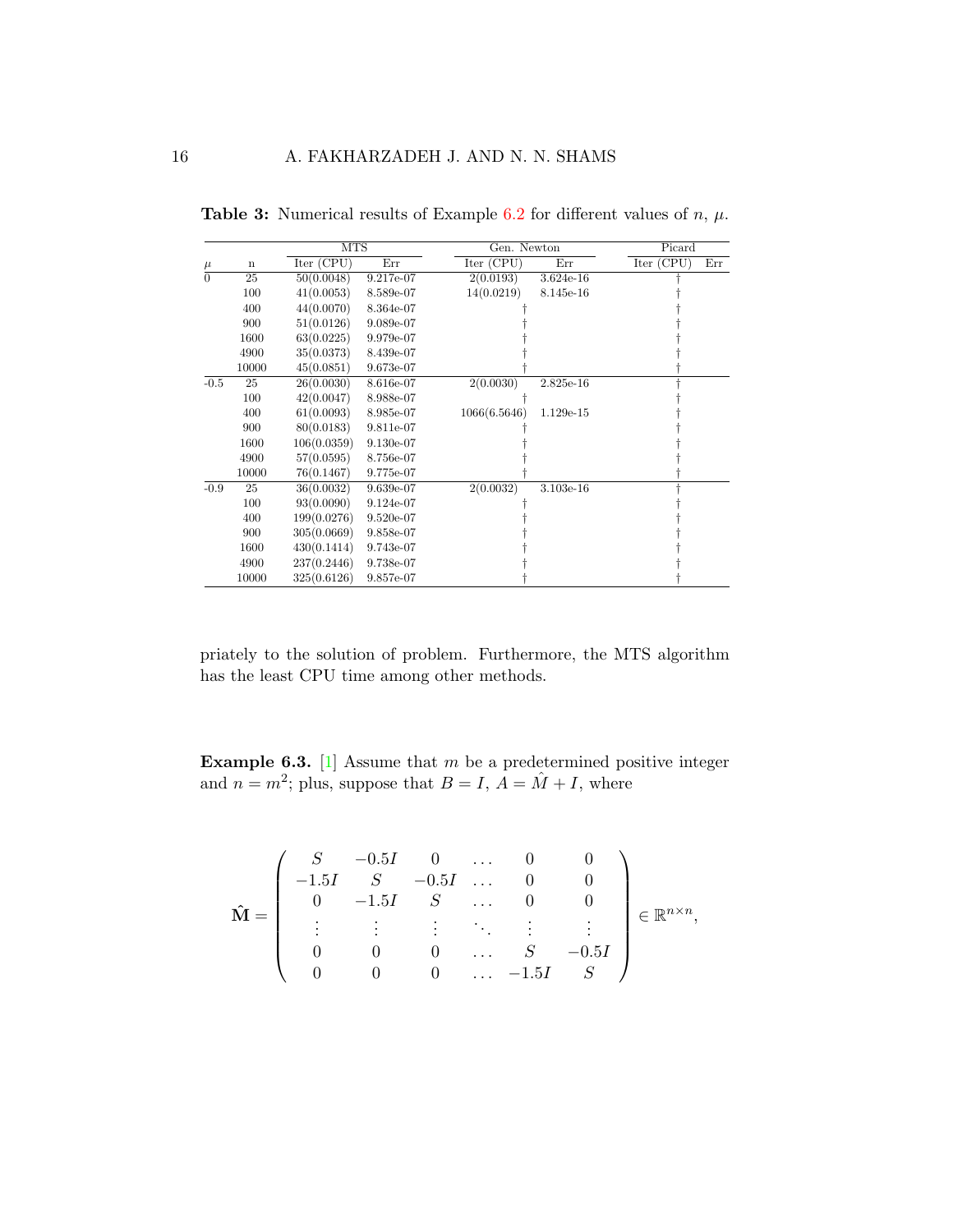**Table 3:** Numerical results of Example 6.2 for different values of $n$, $\mu$.

| | | MTS | | Gen. Newton | | Picard | |
|---|---|---|---|---|---|---|---|
| $\mu$ | n | Iter (CPU) | Err | Iter (CPU) | Err | Iter (CPU) | Err |
| 0 | 25 | 50(0.0048) | 9.217e-07 | 2(0.0193) | 3.624e-16 | † | |
| | 100 | 41(0.0053) | 8.589e-07 | 14(0.0219) | 8.145e-16 | † | |
| | 400 | 44(0.0070) | 8.364e-07 | † | | † | |
| | 900 | 51(0.0126) | 9.089e-07 | † | | † | |
| | 1600 | 63(0.0225) | 9.979e-07 | † | | † | |
| | 4900 | 35(0.0373) | 8.439e-07 | † | | † | |
| | 10000 | 45(0.0851) | 9.673e-07 | † | | † | |
| -0.5 | 25 | 26(0.0030) | 8.616e-07 | 2(0.0030) | 2.825e-16 | † | |
| | 100 | 42(0.0047) | 8.988e-07 | † | | † | |
| | 400 | 61(0.0093) | 8.985e-07 | 1066(6.5646) | 1.129e-15 | † | |
| | 900 | 80(0.0183) | 9.811e-07 | † | | † | |
| | 1600 | 106(0.0359) | 9.130e-07 | † | | † | |
| | 4900 | 57(0.0595) | 8.756e-07 | † | | † | |
| | 10000 | 76(0.1467) | 9.775e-07 | † | | † | |
| -0.9 | 25 | 36(0.0032) | 9.639e-07 | 2(0.0032) | 3.103e-16 | † | |
| | 100 | 93(0.0090) | 9.124e-07 | † | | † | |
| | 400 | 199(0.0276) | 9.520e-07 | † | | † | |
| | 900 | 305(0.0669) | 9.858e-07 | † | | † | |
| | 1600 | 430(0.1414) | 9.743e-07 | † | | † | |
| | 4900 | 237(0.2446) | 9.738e-07 | † | | † | |
| | 10000 | 325(0.6126) | 9.857e-07 | † | | † | |

priately to the solution of problem. Furthermore, the MTS algorithm has the least CPU time among other methods.

**Example 6.3.** [1] Assume that $m$ be a predetermined positive integer and $n = m^2$; plus, suppose that $B = I$, $A = \hat{M} + I$, where

$$\hat{\mathbf{M}} = \begin{pmatrix} S & -0.5I & 0 & \dots & 0 & 0 \\ -1.5I & S & -0.5I & \dots & 0 & 0 \\ 0 & -1.5I & S & \dots & 0 & 0 \\ \vdots & \vdots & \vdots & \ddots & \vdots & \vdots \\ 0 & 0 & 0 & \dots & S & -0.5I \\ 0 & 0 & 0 & \dots & -1.5I & S \end{pmatrix} \in \mathbb{R}^{n \times n},$$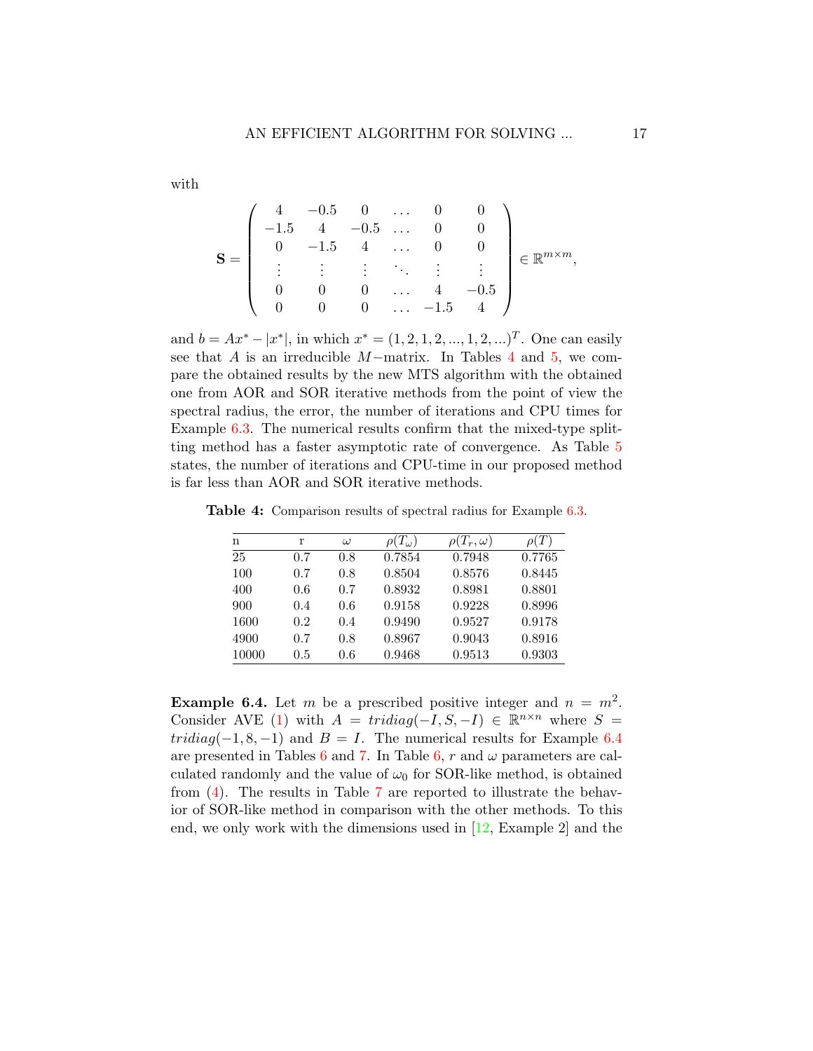with

$$
\mathbf{S} = \begin{pmatrix} 4 & -0.5 & 0 & \dots & 0 & 0 \\ -1.5 & 4 & -0.5 & \dots & 0 & 0 \\ 0 & -1.5 & 4 & \dots & 0 & 0 \\ \vdots & \vdots & \vdots & \ddots & \vdots & \vdots \\ 0 & 0 & 0 & \dots & 4 & -0.5 \\ 0 & 0 & 0 & \dots & -1.5 & 4 \end{pmatrix} \in \mathbb{R}^{m \times m},
$$

and $b = Ax^* - |x^*|$, in which $x^* = (1, 2, 1, 2, ..., 1, 2, ...)^T$. One can easily see that $A$ is an irreducible $M-$matrix. In Tables 4 and 5, we compare the obtained results by the new MTS algorithm with the obtained one from AOR and SOR iterative methods from the point of view the spectral radius, the error, the number of iterations and CPU times for Example 6.3. The numerical results confirm that the mixed-type splitting method has a faster asymptotic rate of convergence. As Table 5 states, the number of iterations and CPU-time in our proposed method is far less than AOR and SOR iterative methods.

**Table 4:** Comparison results of spectral radius for Example 6.3.

| n | r | $\omega$ | $\rho(T_\omega)$ | $\rho(T_r, \omega)$ | $\rho(T)$ |
|---|---|---|---|---|---|
| 25 | 0.7 | 0.8 | 0.7854 | 0.7948 | 0.7765 |
| 100 | 0.7 | 0.8 | 0.8504 | 0.8576 | 0.8445 |
| 400 | 0.6 | 0.7 | 0.8932 | 0.8981 | 0.8801 |
| 900 | 0.4 | 0.6 | 0.9158 | 0.9228 | 0.8996 |
| 1600 | 0.2 | 0.4 | 0.9490 | 0.9527 | 0.9178 |
| 4900 | 0.7 | 0.8 | 0.8967 | 0.9043 | 0.8916 |
| 10000 | 0.5 | 0.6 | 0.9468 | 0.9513 | 0.9303 |

**Example 6.4.** Let $m$ be a prescribed positive integer and $n = m^2$. Consider AVE (1) with $A = tridiag(-I, S, -I) \in \mathbb{R}^{n \times n}$ where $S = tridiag(-1, 8, -1)$ and $B = I$. The numerical results for Example 6.4 are presented in Tables 6 and 7. In Table 6, $r$ and $\omega$ parameters are calculated randomly and the value of $\omega_0$ for SOR-like method, is obtained from (4). The results in Table 7 are reported to illustrate the behavior of SOR-like method in comparison with the other methods. To this end, we only work with the dimensions used in [12, Example 2] and the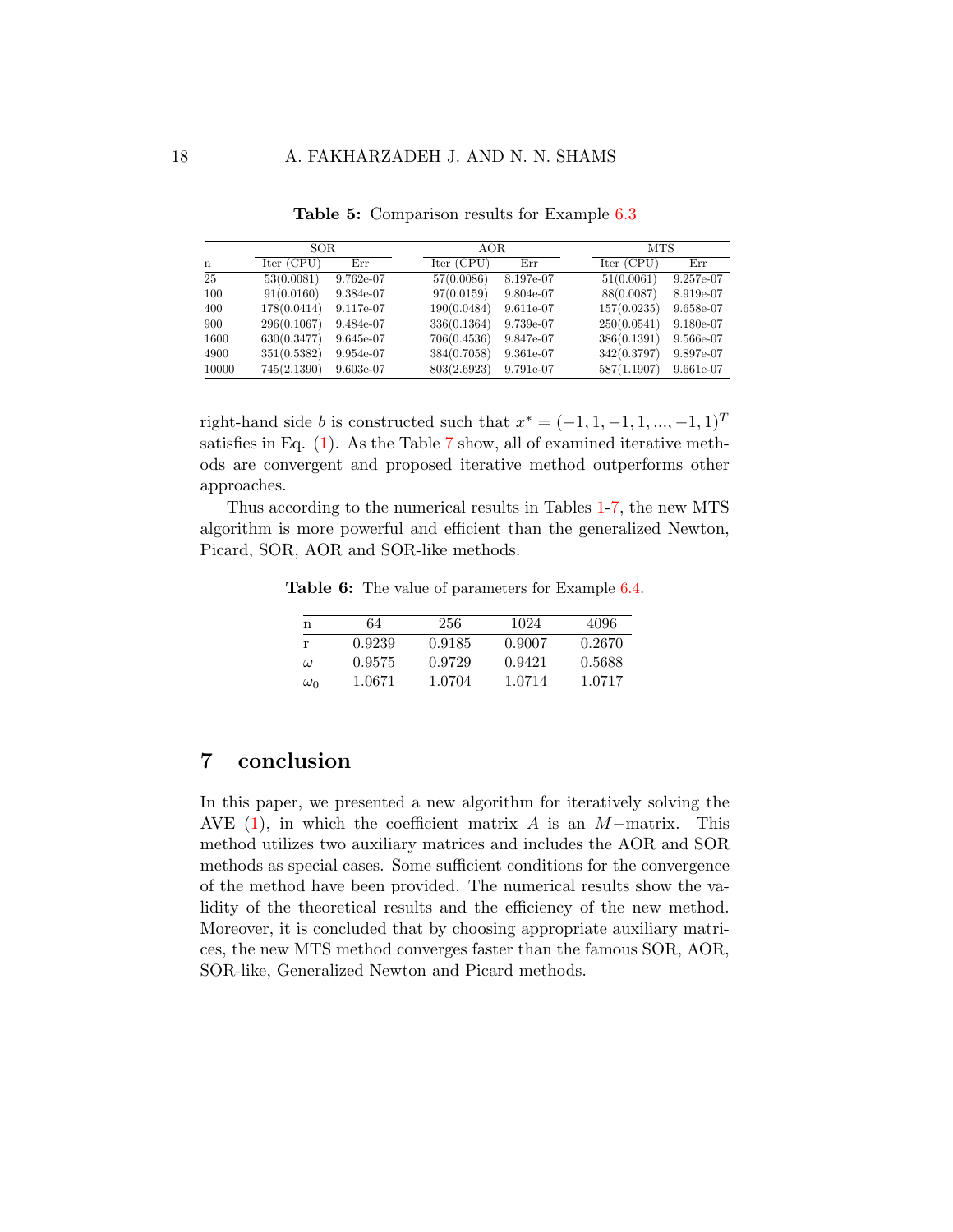**Table 5:** Comparison results for Example 6.3

| | SOR | | AOR | | MTS | |
|---|---|---|---|---|---|---|
| n | Iter (CPU) | Err | Iter (CPU) | Err | Iter (CPU) | Err |
| 25 | 53(0.0081) | 9.762e-07 | 57(0.0086) | 8.197e-07 | 51(0.0061) | 9.257e-07 |
| 100 | 91(0.0160) | 9.384e-07 | 97(0.0159) | 9.804e-07 | 88(0.0087) | 8.919e-07 |
| 400 | 178(0.0414) | 9.117e-07 | 190(0.0484) | 9.611e-07 | 157(0.0235) | 9.658e-07 |
| 900 | 296(0.1067) | 9.484e-07 | 336(0.1364) | 9.739e-07 | 250(0.0541) | 9.180e-07 |
| 1600 | 630(0.3477) | 9.645e-07 | 706(0.4536) | 9.847e-07 | 386(0.1391) | 9.566e-07 |
| 4900 | 351(0.5382) | 9.954e-07 | 384(0.7058) | 9.361e-07 | 342(0.3797) | 9.897e-07 |
| 10000 | 745(2.1390) | 9.603e-07 | 803(2.6923) | 9.791e-07 | 587(1.1907) | 9.661e-07 |

right-hand side $b$ is constructed such that $x^* = (-1, 1, -1, 1, ..., -1, 1)^T$ satisfies in Eq. (1). As the Table 7 show, all of examined iterative methods are convergent and proposed iterative method outperforms other approaches.

Thus according to the numerical results in Tables 1-7, the new MTS algorithm is more powerful and efficient than the generalized Newton, Picard, SOR, AOR and SOR-like methods.

**Table 6:** The value of parameters for Example 6.4.

| n | 64 | 256 | 1024 | 4096 |
|---|---|---|---|---|
| r | 0.9239 | 0.9185 | 0.9007 | 0.2670 |
| $\omega$ | 0.9575 | 0.9729 | 0.9421 | 0.5688 |
| $\omega_0$ | 1.0671 | 1.0704 | 1.0714 | 1.0717 |

# 7 conclusion

In this paper, we presented a new algorithm for iteratively solving the AVE (1), in which the coefficient matrix $A$ is an $M-$matrix. This method utilizes two auxiliary matrices and includes the AOR and SOR methods as special cases. Some sufficient conditions for the convergence of the method have been provided. The numerical results show the validity of the theoretical results and the efficiency of the new method. Moreover, it is concluded that by choosing appropriate auxiliary matrices, the new MTS method converges faster than the famous SOR, AOR, SOR-like, Generalized Newton and Picard methods.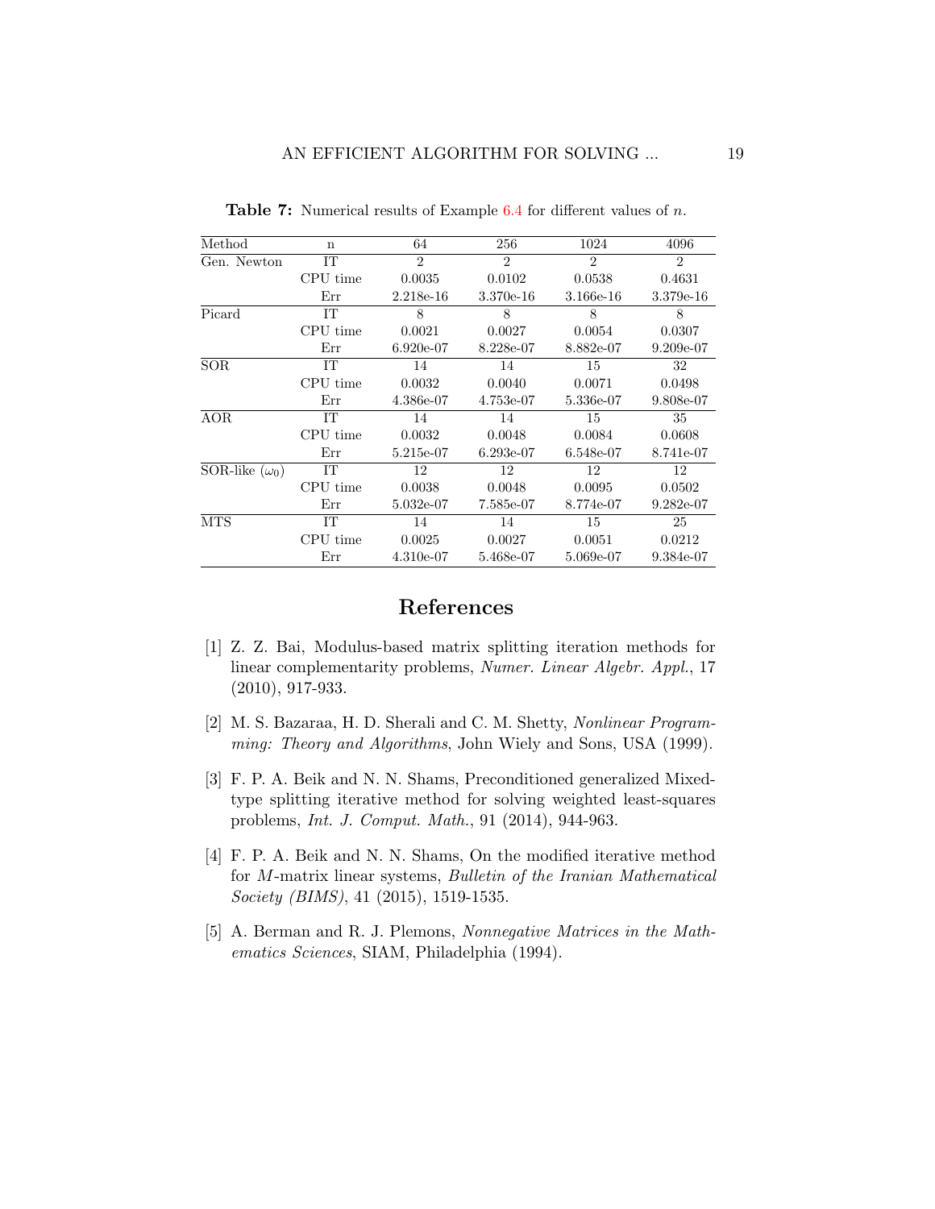**Table 7:** Numerical results of Example 6.4 for different values of $n$.

| Method | n | 64 | 256 | 1024 | 4096 |
|---|---|---|---|---|---|
| Gen. Newton | IT | 2 | 2 | 2 | 2 |
| | CPU time | 0.0035 | 0.0102 | 0.0538 | 0.4631 |
| | Err | 2.218e-16 | 3.370e-16 | 3.166e-16 | 3.379e-16 |
| Picard | IT | 8 | 8 | 8 | 8 |
| | CPU time | 0.0021 | 0.0027 | 0.0054 | 0.0307 |
| | Err | 6.920e-07 | 8.228e-07 | 8.882e-07 | 9.209e-07 |
| SOR | IT | 14 | 14 | 15 | 32 |
| | CPU time | 0.0032 | 0.0040 | 0.0071 | 0.0498 |
| | Err | 4.386e-07 | 4.753e-07 | 5.336e-07 | 9.808e-07 |
| AOR | IT | 14 | 14 | 15 | 35 |
| | CPU time | 0.0032 | 0.0048 | 0.0084 | 0.0608 |
| | Err | 5.215e-07 | 6.293e-07 | 6.548e-07 | 8.741e-07 |
| SOR-like ($\omega_0$) | IT | 12 | 12 | 12 | 12 |
| | CPU time | 0.0038 | 0.0048 | 0.0095 | 0.0502 |
| | Err | 5.032e-07 | 7.585e-07 | 8.774e-07 | 9.282e-07 |
| MTS | IT | 14 | 14 | 15 | 25 |
| | CPU time | 0.0025 | 0.0027 | 0.0051 | 0.0212 |
| | Err | 4.310e-07 | 5.468e-07 | 5.069e-07 | 9.384e-07 |

# References

[1] Z. Z. Bai, Modulus-based matrix splitting iteration methods for linear complementarity problems, *Numer. Linear Algebr. Appl.*, 17 (2010), 917-933.

[2] M. S. Bazaraa, H. D. Sherali and C. M. Shetty, *Nonlinear Programming: Theory and Algorithms*, John Wiely and Sons, USA (1999).

[3] F. P. A. Beik and N. N. Shams, Preconditioned generalized Mixed-type splitting iterative method for solving weighted least-squares problems, *Int. J. Comput. Math.*, 91 (2014), 944-963.

[4] F. P. A. Beik and N. N. Shams, On the modified iterative method for $M$-matrix linear systems, *Bulletin of the Iranian Mathematical Society (BIMS)*, 41 (2015), 1519-1535.

[5] A. Berman and R. J. Plemons, *Nonnegative Matrices in the Mathematics Sciences*, SIAM, Philadelphia (1994).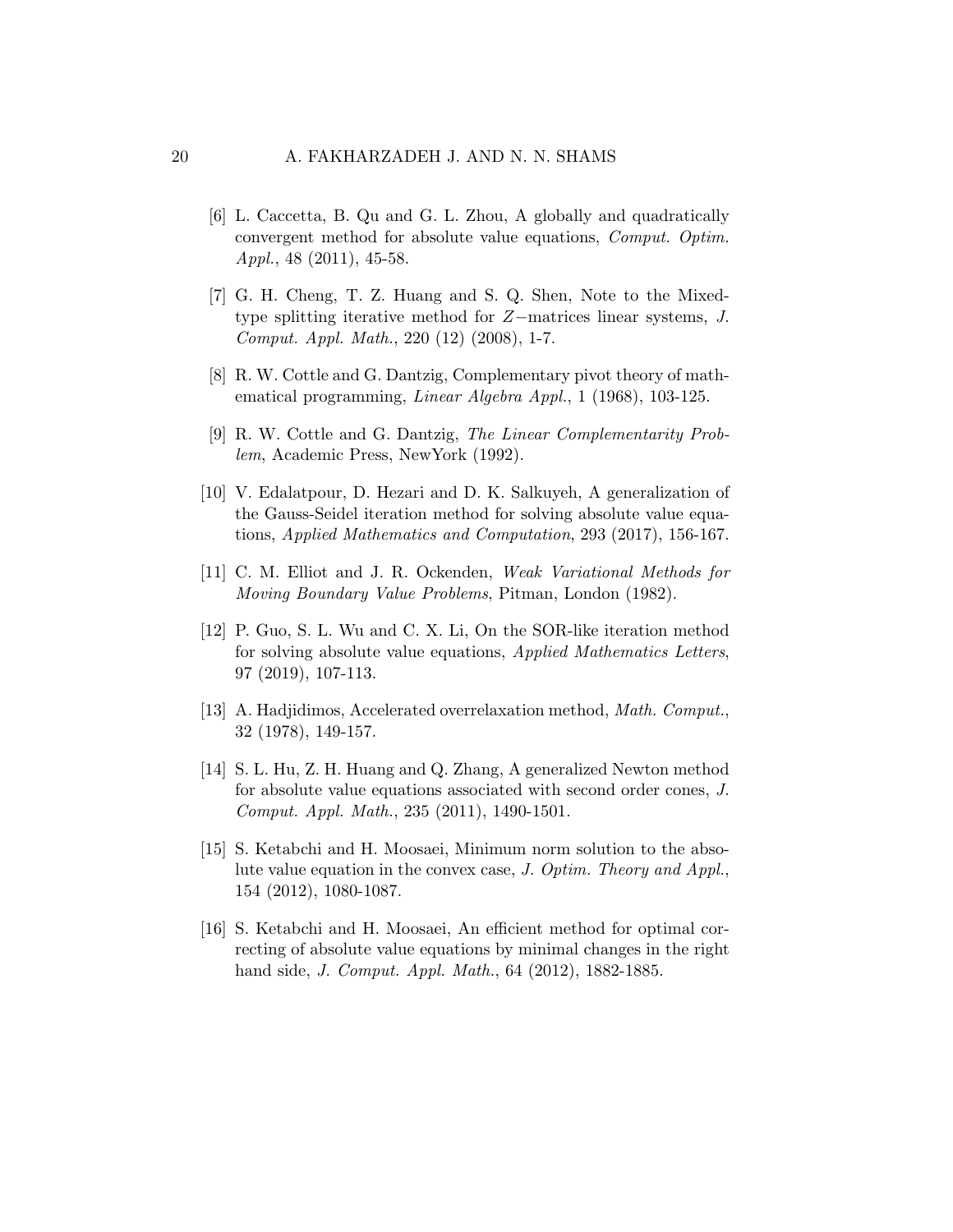[6] L. Caccetta, B. Qu and G. L. Zhou, A globally and quadratically convergent method for absolute value equations, *Comput. Optim. Appl.*, 48 (2011), 45-58.

[7] G. H. Cheng, T. Z. Huang and S. Q. Shen, Note to the Mixed-type splitting iterative method for $Z-$matrices linear systems, *J. Comput. Appl. Math.*, 220 (12) (2008), 1-7.

[8] R. W. Cottle and G. Dantzig, Complementary pivot theory of mathematical programming, *Linear Algebra Appl.*, 1 (1968), 103-125.

[9] R. W. Cottle and G. Dantzig, *The Linear Complementarity Problem*, Academic Press, NewYork (1992).

[10] V. Edalatpour, D. Hezari and D. K. Salkuyeh, A generalization of the Gauss-Seidel iteration method for solving absolute value equations, *Applied Mathematics and Computation*, 293 (2017), 156-167.

[11] C. M. Elliot and J. R. Ockenden, *Weak Variational Methods for Moving Boundary Value Problems*, Pitman, London (1982).

[12] P. Guo, S. L. Wu and C. X. Li, On the SOR-like iteration method for solving absolute value equations, *Applied Mathematics Letters*, 97 (2019), 107-113.

[13] A. Hadjidimos, Accelerated overrelaxation method, *Math. Comput.*, 32 (1978), 149-157.

[14] S. L. Hu, Z. H. Huang and Q. Zhang, A generalized Newton method for absolute value equations associated with second order cones, *J. Comput. Appl. Math.*, 235 (2011), 1490-1501.

[15] S. Ketabchi and H. Moosaei, Minimum norm solution to the absolute value equation in the convex case, *J. Optim. Theory and Appl.*, 154 (2012), 1080-1087.

[16] S. Ketabchi and H. Moosaei, An efficient method for optimal correcting of absolute value equations by minimal changes in the right hand side, *J. Comput. Appl. Math.*, 64 (2012), 1882-1885.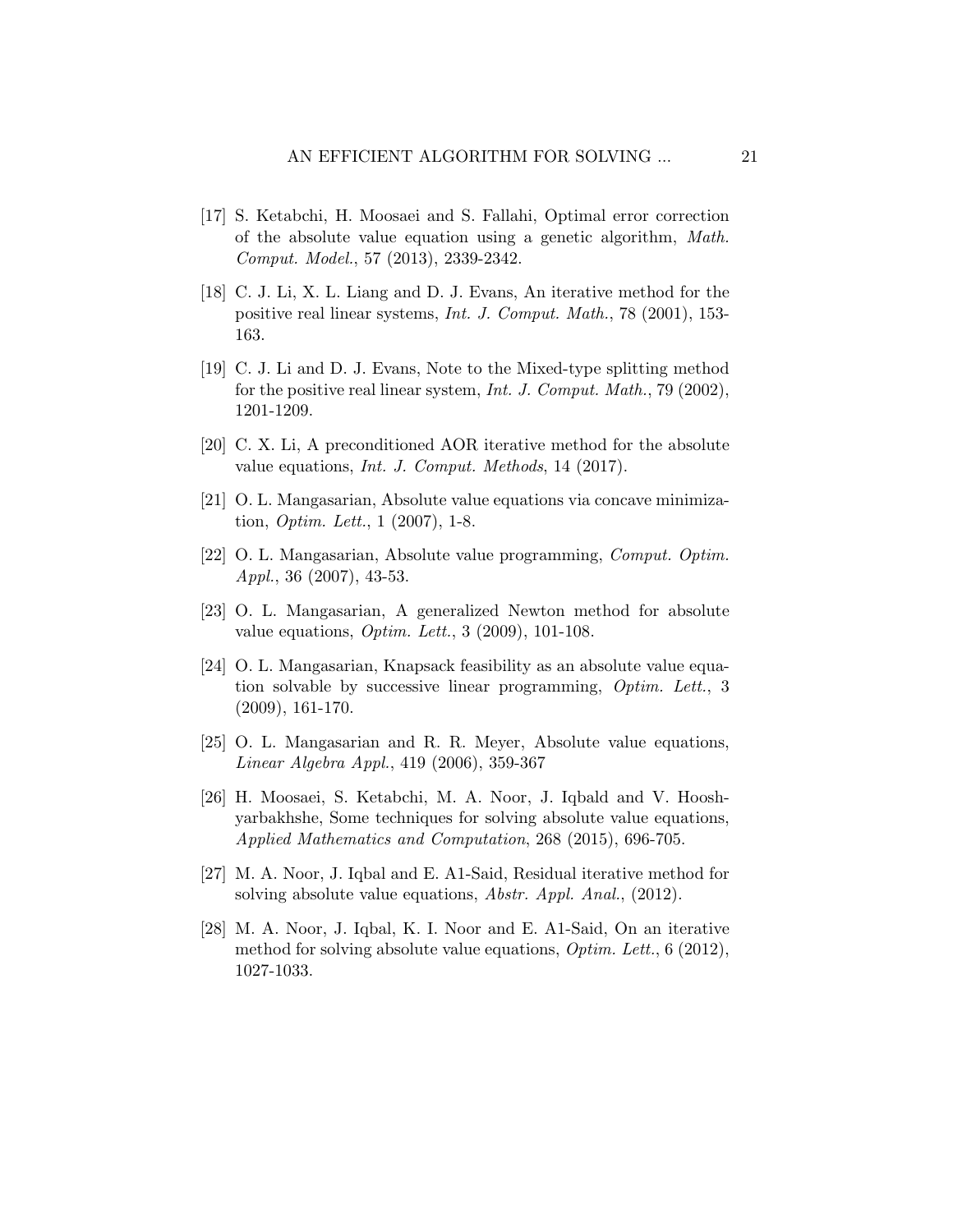[17] S. Ketabchi, H. Moosaei and S. Fallahi, Optimal error correction of the absolute value equation using a genetic algorithm, *Math. Comput. Model.*, 57 (2013), 2339-2342.

[18] C. J. Li, X. L. Liang and D. J. Evans, An iterative method for the positive real linear systems, *Int. J. Comput. Math.*, 78 (2001), 153-163.

[19] C. J. Li and D. J. Evans, Note to the Mixed-type splitting method for the positive real linear system, *Int. J. Comput. Math.*, 79 (2002), 1201-1209.

[20] C. X. Li, A preconditioned AOR iterative method for the absolute value equations, *Int. J. Comput. Methods*, 14 (2017).

[21] O. L. Mangasarian, Absolute value equations via concave minimization, *Optim. Lett.*, 1 (2007), 1-8.

[22] O. L. Mangasarian, Absolute value programming, *Comput. Optim. Appl.*, 36 (2007), 43-53.

[23] O. L. Mangasarian, A generalized Newton method for absolute value equations, *Optim. Lett.*, 3 (2009), 101-108.

[24] O. L. Mangasarian, Knapsack feasibility as an absolute value equation solvable by successive linear programming, *Optim. Lett.*, 3 (2009), 161-170.

[25] O. L. Mangasarian and R. R. Meyer, Absolute value equations, *Linear Algebra Appl.*, 419 (2006), 359-367

[26] H. Moosaei, S. Ketabchi, M. A. Noor, J. Iqbald and V. Hooshyarbakhshe, Some techniques for solving absolute value equations, *Applied Mathematics and Computation*, 268 (2015), 696-705.

[27] M. A. Noor, J. Iqbal and E. A1-Said, Residual iterative method for solving absolute value equations, *Abstr. Appl. Anal.*, (2012).

[28] M. A. Noor, J. Iqbal, K. I. Noor and E. A1-Said, On an iterative method for solving absolute value equations, *Optim. Lett.*, 6 (2012), 1027-1033.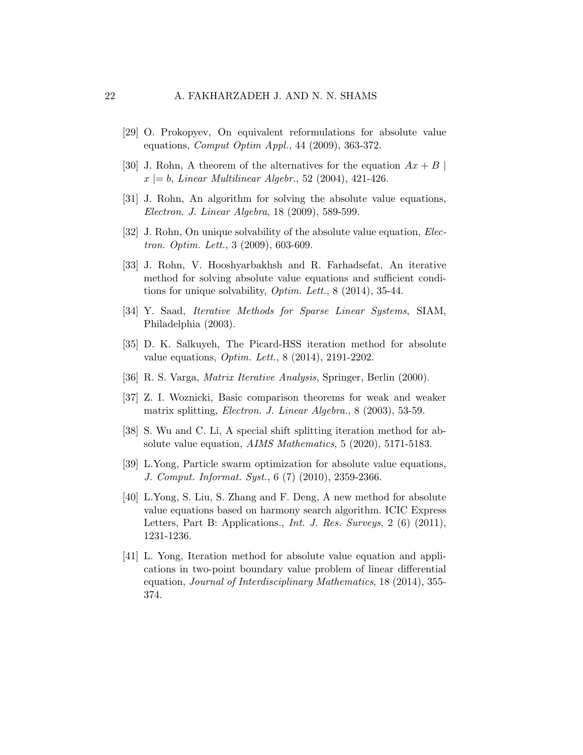[29] O. Prokopyev, On equivalent reformulations for absolute value equations, *Comput Optim Appl.*, 44 (2009), 363-372.

[30] J. Rohn, A theorem of the alternatives for the equation $Ax + B \mid x \mid = b$, *Linear Multilinear Algebr.*, 52 (2004), 421-426.

[31] J. Rohn, An algorithm for solving the absolute value equations, *Electron. J. Linear Algebra*, 18 (2009), 589-599.

[32] J. Rohn, On unique solvability of the absolute value equation, *Electron. Optim. Lett.*, 3 (2009), 603-609.

[33] J. Rohn, V. Hooshyarbakhsh and R. Farhadsefat, An iterative method for solving absolute value equations and sufficient conditions for unique solvability, *Optim. Lett.*, 8 (2014), 35-44.

[34] Y. Saad, *Iterative Methods for Sparse Linear Systems*, SIAM, Philadelphia (2003).

[35] D. K. Salkuyeh, The Picard-HSS iteration method for absolute value equations, *Optim. Lett.*, 8 (2014), 2191-2202.

[36] R. S. Varga, *Matrix Iterative Analysis*, Springer, Berlin (2000).

[37] Z. I. Woznicki, Basic comparison theorems for weak and weaker matrix splitting, *Electron. J. Linear Algebra.*, 8 (2003), 53-59.

[38] S. Wu and C. Li, A special shift splitting iteration method for absolute value equation, *AIMS Mathematics*, 5 (2020), 5171-5183.

[39] L.Yong, Particle swarm optimization for absolute value equations, *J. Comput. Informat. Syst.*, 6 (7) (2010), 2359-2366.

[40] L.Yong, S. Liu, S. Zhang and F. Deng, A new method for absolute value equations based on harmony search algorithm. ICIC Express Letters, Part B: Applications., *Int. J. Res. Surveys*, 2 (6) (2011), 1231-1236.

[41] L. Yong, Iteration method for absolute value equation and applications in two-point boundary value problem of linear differential equation, *Journal of Interdisciplinary Mathematics*, 18 (2014), 355-374.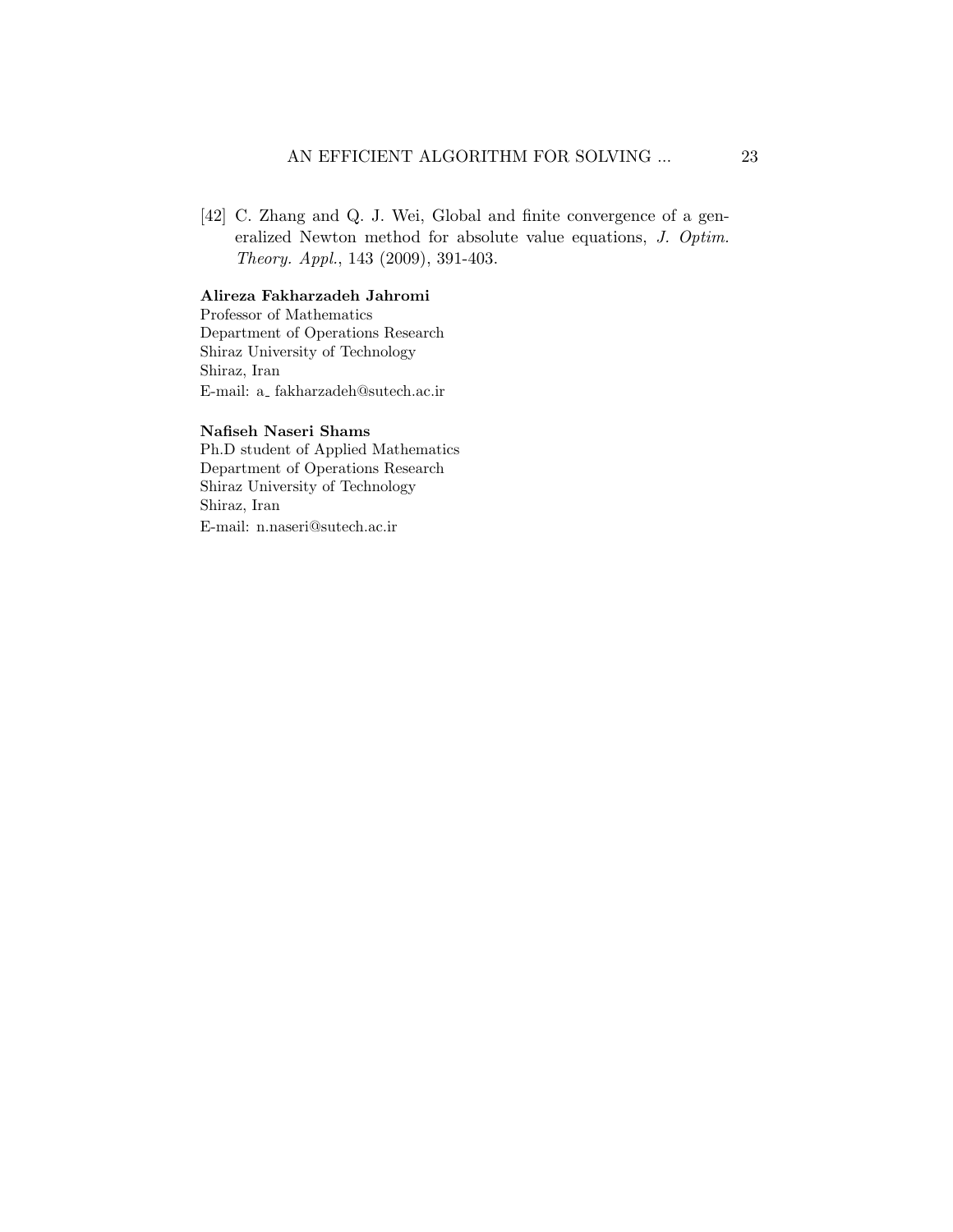[42] C. Zhang and Q. J. Wei, Global and finite convergence of a generalized Newton method for absolute value equations, *J. Optim. Theory. Appl.*, 143 (2009), 391-403.

**Alireza Fakharzadeh Jahromi**
Professor of Mathematics
Department of Operations Research
Shiraz University of Technology
Shiraz, Iran
E-mail: a_ fakharzadeh@sutech.ac.ir

**Nafiseh Naseri Shams**
Ph.D student of Applied Mathematics
Department of Operations Research
Shiraz University of Technology
Shiraz, Iran
E-mail: n.naseri@sutech.ac.ir